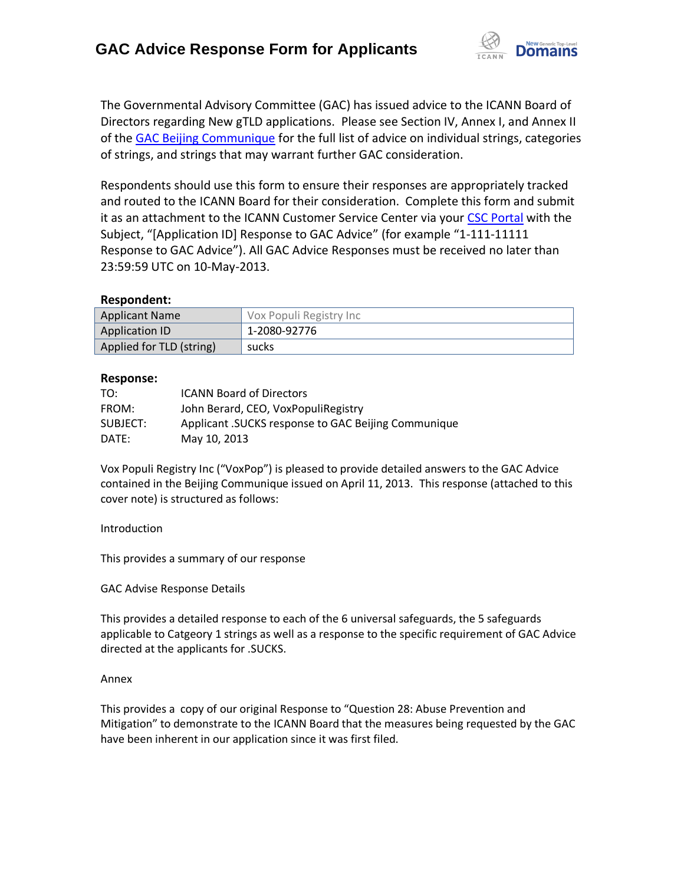# GAC Advice Response Form for Applicants

The Governmental Advisory Committee (GAC) has issued advice to the ICANN Board of Directors regarding New gTLD applications. Please see Section IV, Annex I, and Annex II of the GAC Beijing Communique for the full list of advice on individual strings, categories of strings, and strings that may warrant further GAC consideration.

Respondents should use this form to ensure their responses are appropriately tracked and routed to the ICANN Board for their consideration. Complete this form and submit it as an attachment to the ICANN Customer Service Center via your CSC Portal with the Subject, "[Application ID] Response to GAC Advice" (for example "1-111-11111 Response to GAC Advice"). All GAC Advice Responses must be received no later than 23:59:59 UTC on 10-May-2013.

**Respondent:**

| | |
|---|---|
| Applicant Name | Vox Populi Registry Inc |
| Application ID | 1-2080-92776 |
| Applied for TLD (string) | sucks |

**Response:**

TO: ICANN Board of Directors
FROM: John Berard, CEO, VoxPopuliRegistry
SUBJECT: Applicant .SUCKS response to GAC Beijing Communique
DATE: May 10, 2013

Vox Populi Registry Inc ("VoxPop") is pleased to provide detailed answers to the GAC Advice contained in the Beijing Communique issued on April 11, 2013. This response (attached to this cover note) is structured as follows:

Introduction

This provides a summary of our response

GAC Advise Response Details

This provides a detailed response to each of the 6 universal safeguards, the 5 safeguards applicable to Catgeory 1 strings as well as a response to the specific requirement of GAC Advice directed at the applicants for .SUCKS.

Annex

This provides a copy of our original Response to "Question 28: Abuse Prevention and Mitigation" to demonstrate to the ICANN Board that the measures being requested by the GAC have been inherent in our application since it was first filed.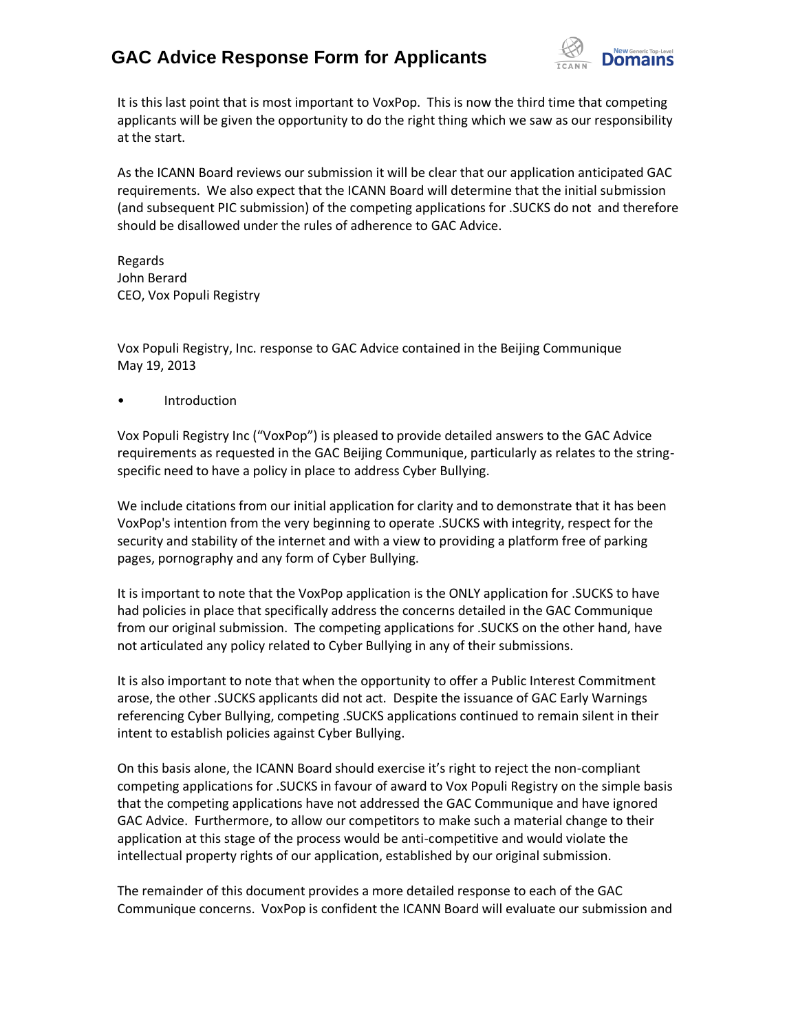It is this last point that is most important to VoxPop. This is now the third time that competing applicants will be given the opportunity to do the right thing which we saw as our responsibility at the start.

As the ICANN Board reviews our submission it will be clear that our application anticipated GAC requirements. We also expect that the ICANN Board will determine that the initial submission (and subsequent PIC submission) of the competing applications for .SUCKS do not and therefore should be disallowed under the rules of adherence to GAC Advice.

Regards
John Berard
CEO, Vox Populi Registry

Vox Populi Registry, Inc. response to GAC Advice contained in the Beijing Communique
May 19, 2013

- Introduction

Vox Populi Registry Inc ("VoxPop") is pleased to provide detailed answers to the GAC Advice requirements as requested in the GAC Beijing Communique, particularly as relates to the string-specific need to have a policy in place to address Cyber Bullying.

We include citations from our initial application for clarity and to demonstrate that it has been VoxPop's intention from the very beginning to operate .SUCKS with integrity, respect for the security and stability of the internet and with a view to providing a platform free of parking pages, pornography and any form of Cyber Bullying.

It is important to note that the VoxPop application is the ONLY application for .SUCKS to have had policies in place that specifically address the concerns detailed in the GAC Communique from our original submission. The competing applications for .SUCKS on the other hand, have not articulated any policy related to Cyber Bullying in any of their submissions.

It is also important to note that when the opportunity to offer a Public Interest Commitment arose, the other .SUCKS applicants did not act. Despite the issuance of GAC Early Warnings referencing Cyber Bullying, competing .SUCKS applications continued to remain silent in their intent to establish policies against Cyber Bullying.

On this basis alone, the ICANN Board should exercise it's right to reject the non-compliant competing applications for .SUCKS in favour of award to Vox Populi Registry on the simple basis that the competing applications have not addressed the GAC Communique and have ignored GAC Advice. Furthermore, to allow our competitors to make such a material change to their application at this stage of the process would be anti-competitive and would violate the intellectual property rights of our application, established by our original submission.

The remainder of this document provides a more detailed response to each of the GAC Communique concerns. VoxPop is confident the ICANN Board will evaluate our submission and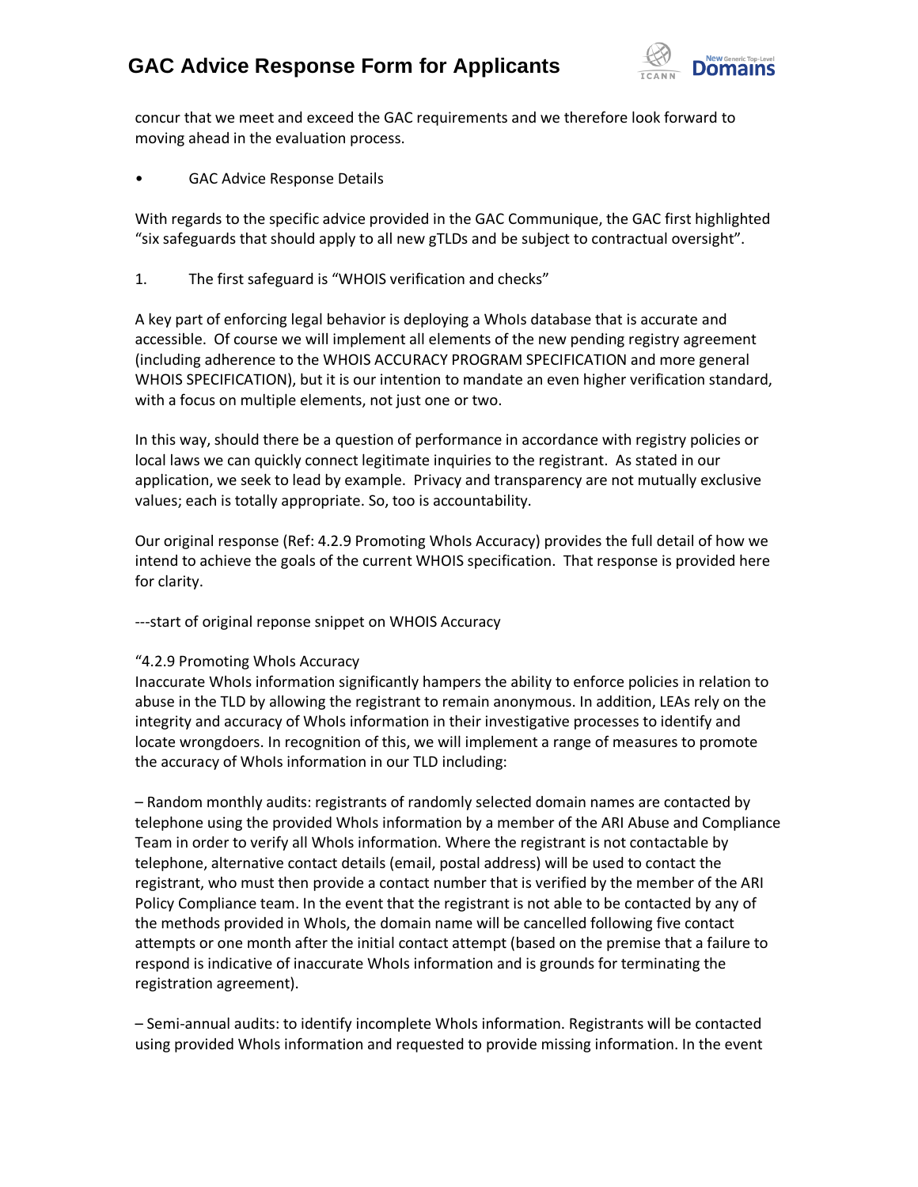concur that we meet and exceed the GAC requirements and we therefore look forward to moving ahead in the evaluation process.

- GAC Advice Response Details

With regards to the specific advice provided in the GAC Communique, the GAC first highlighted “six safeguards that should apply to all new gTLDs and be subject to contractual oversight”.

1. The first safeguard is “WHOIS verification and checks”

A key part of enforcing legal behavior is deploying a WhoIs database that is accurate and accessible. Of course we will implement all elements of the new pending registry agreement (including adherence to the WHOIS ACCURACY PROGRAM SPECIFICATION and more general WHOIS SPECIFICATION), but it is our intention to mandate an even higher verification standard, with a focus on multiple elements, not just one or two.

In this way, should there be a question of performance in accordance with registry policies or local laws we can quickly connect legitimate inquiries to the registrant. As stated in our application, we seek to lead by example. Privacy and transparency are not mutually exclusive values; each is totally appropriate. So, too is accountability.

Our original response (Ref: 4.2.9 Promoting WhoIs Accuracy) provides the full detail of how we intend to achieve the goals of the current WHOIS specification. That response is provided here for clarity.

---start of original reponse snippet on WHOIS Accuracy

“4.2.9 Promoting WhoIs Accuracy
Inaccurate WhoIs information significantly hampers the ability to enforce policies in relation to abuse in the TLD by allowing the registrant to remain anonymous. In addition, LEAs rely on the integrity and accuracy of WhoIs information in their investigative processes to identify and locate wrongdoers. In recognition of this, we will implement a range of measures to promote the accuracy of WhoIs information in our TLD including:

– Random monthly audits: registrants of randomly selected domain names are contacted by telephone using the provided WhoIs information by a member of the ARI Abuse and Compliance Team in order to verify all WhoIs information. Where the registrant is not contactable by telephone, alternative contact details (email, postal address) will be used to contact the registrant, who must then provide a contact number that is verified by the member of the ARI Policy Compliance team. In the event that the registrant is not able to be contacted by any of the methods provided in WhoIs, the domain name will be cancelled following five contact attempts or one month after the initial contact attempt (based on the premise that a failure to respond is indicative of inaccurate WhoIs information and is grounds for terminating the registration agreement).

– Semi-annual audits: to identify incomplete WhoIs information. Registrants will be contacted using provided WhoIs information and requested to provide missing information. In the event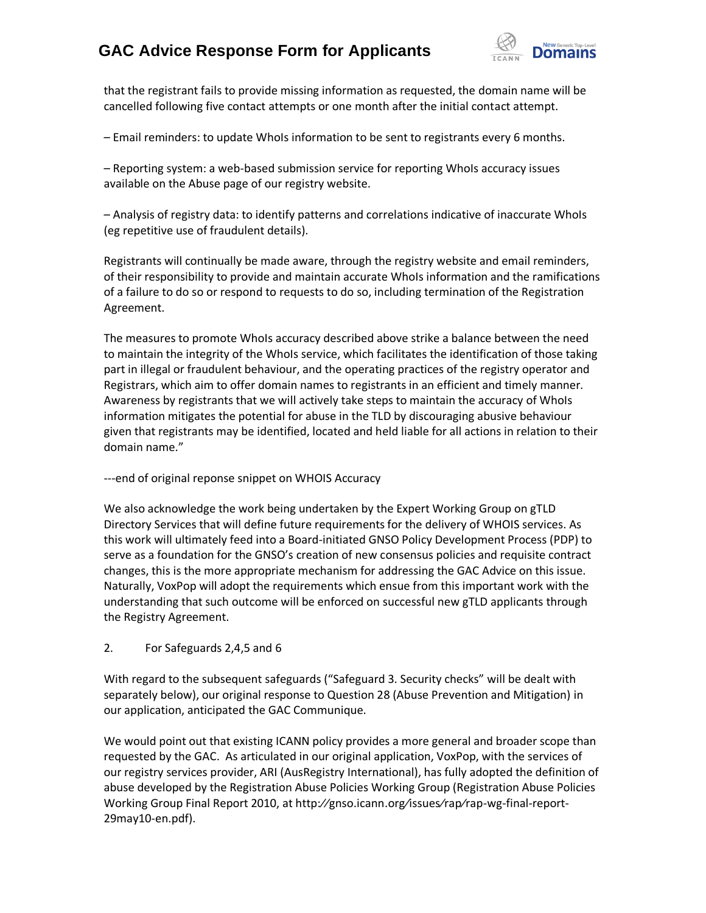that the registrant fails to provide missing information as requested, the domain name will be cancelled following five contact attempts or one month after the initial contact attempt.

– Email reminders: to update WhoIs information to be sent to registrants every 6 months.

– Reporting system: a web-based submission service for reporting WhoIs accuracy issues available on the Abuse page of our registry website.

– Analysis of registry data: to identify patterns and correlations indicative of inaccurate WhoIs (eg repetitive use of fraudulent details).

Registrants will continually be made aware, through the registry website and email reminders, of their responsibility to provide and maintain accurate WhoIs information and the ramifications of a failure to do so or respond to requests to do so, including termination of the Registration Agreement.

The measures to promote WhoIs accuracy described above strike a balance between the need to maintain the integrity of the WhoIs service, which facilitates the identification of those taking part in illegal or fraudulent behaviour, and the operating practices of the registry operator and Registrars, which aim to offer domain names to registrants in an efficient and timely manner. Awareness by registrants that we will actively take steps to maintain the accuracy of WhoIs information mitigates the potential for abuse in the TLD by discouraging abusive behaviour given that registrants may be identified, located and held liable for all actions in relation to their domain name."

---end of original reponse snippet on WHOIS Accuracy

We also acknowledge the work being undertaken by the Expert Working Group on gTLD Directory Services that will define future requirements for the delivery of WHOIS services. As this work will ultimately feed into a Board-initiated GNSO Policy Development Process (PDP) to serve as a foundation for the GNSO's creation of new consensus policies and requisite contract changes, this is the more appropriate mechanism for addressing the GAC Advice on this issue. Naturally, VoxPop will adopt the requirements which ensue from this important work with the understanding that such outcome will be enforced on successful new gTLD applicants through the Registry Agreement.

2. For Safeguards 2,4,5 and 6

With regard to the subsequent safeguards ("Safeguard 3. Security checks" will be dealt with separately below), our original response to Question 28 (Abuse Prevention and Mitigation) in our application, anticipated the GAC Communique.

We would point out that existing ICANN policy provides a more general and broader scope than requested by the GAC. As articulated in our original application, VoxPop, with the services of our registry services provider, ARI (AusRegistry International), has fully adopted the definition of abuse developed by the Registration Abuse Policies Working Group (Registration Abuse Policies Working Group Final Report 2010, at http://gnso.icann.org/issues/rap/rap-wg-final-report-29may10-en.pdf).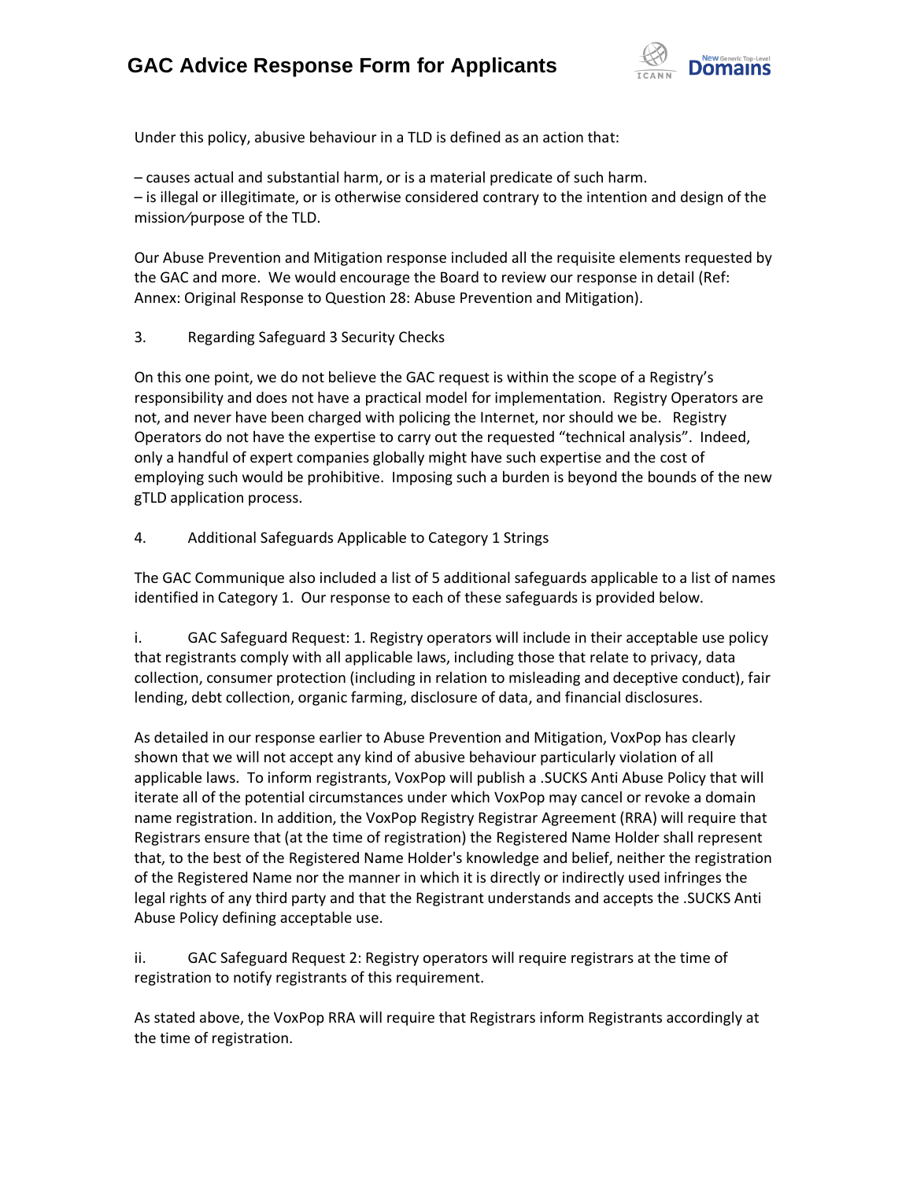Under this policy, abusive behaviour in a TLD is defined as an action that:

– causes actual and substantial harm, or is a material predicate of such harm.
– is illegal or illegitimate, or is otherwise considered contrary to the intention and design of the mission⁄purpose of the TLD.

Our Abuse Prevention and Mitigation response included all the requisite elements requested by the GAC and more. We would encourage the Board to review our response in detail (Ref: Annex: Original Response to Question 28: Abuse Prevention and Mitigation).

3. Regarding Safeguard 3 Security Checks

On this one point, we do not believe the GAC request is within the scope of a Registry's responsibility and does not have a practical model for implementation. Registry Operators are not, and never have been charged with policing the Internet, nor should we be. Registry Operators do not have the expertise to carry out the requested "technical analysis". Indeed, only a handful of expert companies globally might have such expertise and the cost of employing such would be prohibitive. Imposing such a burden is beyond the bounds of the new gTLD application process.

4. Additional Safeguards Applicable to Category 1 Strings

The GAC Communique also included a list of 5 additional safeguards applicable to a list of names identified in Category 1. Our response to each of these safeguards is provided below.

i. GAC Safeguard Request: 1. Registry operators will include in their acceptable use policy that registrants comply with all applicable laws, including those that relate to privacy, data collection, consumer protection (including in relation to misleading and deceptive conduct), fair lending, debt collection, organic farming, disclosure of data, and financial disclosures.

As detailed in our response earlier to Abuse Prevention and Mitigation, VoxPop has clearly shown that we will not accept any kind of abusive behaviour particularly violation of all applicable laws. To inform registrants, VoxPop will publish a .SUCKS Anti Abuse Policy that will iterate all of the potential circumstances under which VoxPop may cancel or revoke a domain name registration. In addition, the VoxPop Registry Registrar Agreement (RRA) will require that Registrars ensure that (at the time of registration) the Registered Name Holder shall represent that, to the best of the Registered Name Holder's knowledge and belief, neither the registration of the Registered Name nor the manner in which it is directly or indirectly used infringes the legal rights of any third party and that the Registrant understands and accepts the .SUCKS Anti Abuse Policy defining acceptable use.

ii. GAC Safeguard Request 2: Registry operators will require registrars at the time of registration to notify registrants of this requirement.

As stated above, the VoxPop RRA will require that Registrars inform Registrants accordingly at the time of registration.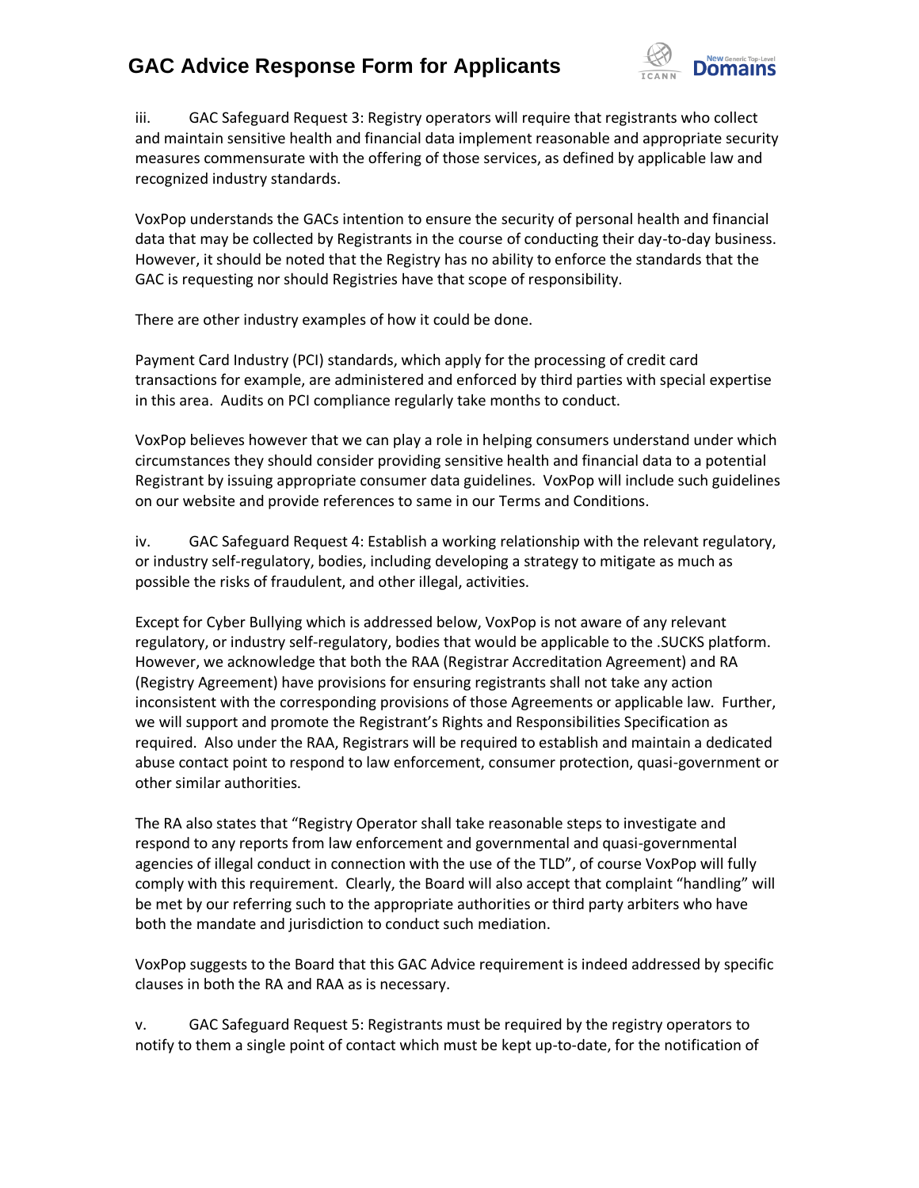iii. GAC Safeguard Request 3: Registry operators will require that registrants who collect and maintain sensitive health and financial data implement reasonable and appropriate security measures commensurate with the offering of those services, as defined by applicable law and recognized industry standards.

VoxPop understands the GACs intention to ensure the security of personal health and financial data that may be collected by Registrants in the course of conducting their day-to-day business. However, it should be noted that the Registry has no ability to enforce the standards that the GAC is requesting nor should Registries have that scope of responsibility.

There are other industry examples of how it could be done.

Payment Card Industry (PCI) standards, which apply for the processing of credit card transactions for example, are administered and enforced by third parties with special expertise in this area. Audits on PCI compliance regularly take months to conduct.

VoxPop believes however that we can play a role in helping consumers understand under which circumstances they should consider providing sensitive health and financial data to a potential Registrant by issuing appropriate consumer data guidelines. VoxPop will include such guidelines on our website and provide references to same in our Terms and Conditions.

iv. GAC Safeguard Request 4: Establish a working relationship with the relevant regulatory, or industry self-regulatory, bodies, including developing a strategy to mitigate as much as possible the risks of fraudulent, and other illegal, activities.

Except for Cyber Bullying which is addressed below, VoxPop is not aware of any relevant regulatory, or industry self-regulatory, bodies that would be applicable to the .SUCKS platform. However, we acknowledge that both the RAA (Registrar Accreditation Agreement) and RA (Registry Agreement) have provisions for ensuring registrants shall not take any action inconsistent with the corresponding provisions of those Agreements or applicable law. Further, we will support and promote the Registrant's Rights and Responsibilities Specification as required. Also under the RAA, Registrars will be required to establish and maintain a dedicated abuse contact point to respond to law enforcement, consumer protection, quasi-government or other similar authorities.

The RA also states that "Registry Operator shall take reasonable steps to investigate and respond to any reports from law enforcement and governmental and quasi-governmental agencies of illegal conduct in connection with the use of the TLD", of course VoxPop will fully comply with this requirement. Clearly, the Board will also accept that complaint "handling" will be met by our referring such to the appropriate authorities or third party arbiters who have both the mandate and jurisdiction to conduct such mediation.

VoxPop suggests to the Board that this GAC Advice requirement is indeed addressed by specific clauses in both the RA and RAA as is necessary.

v. GAC Safeguard Request 5: Registrants must be required by the registry operators to notify to them a single point of contact which must be kept up-to-date, for the notification of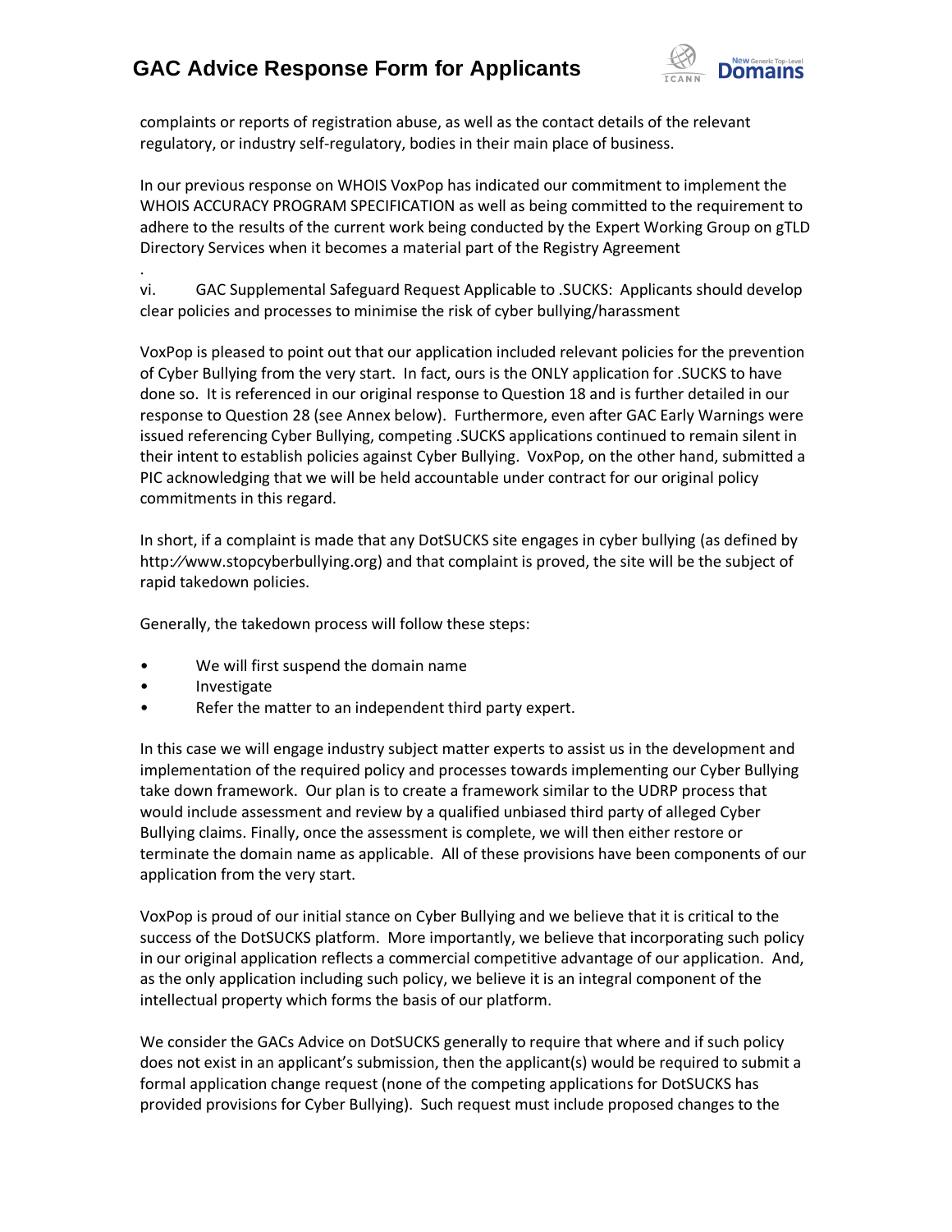complaints or reports of registration abuse, as well as the contact details of the relevant regulatory, or industry self-regulatory, bodies in their main place of business.

In our previous response on WHOIS VoxPop has indicated our commitment to implement the WHOIS ACCURACY PROGRAM SPECIFICATION as well as being committed to the requirement to adhere to the results of the current work being conducted by the Expert Working Group on gTLD Directory Services when it becomes a material part of the Registry Agreement

.

vi. GAC Supplemental Safeguard Request Applicable to .SUCKS: Applicants should develop clear policies and processes to minimise the risk of cyber bullying/harassment

VoxPop is pleased to point out that our application included relevant policies for the prevention of Cyber Bullying from the very start. In fact, ours is the ONLY application for .SUCKS to have done so. It is referenced in our original response to Question 18 and is further detailed in our response to Question 28 (see Annex below). Furthermore, even after GAC Early Warnings were issued referencing Cyber Bullying, competing .SUCKS applications continued to remain silent in their intent to establish policies against Cyber Bullying. VoxPop, on the other hand, submitted a PIC acknowledging that we will be held accountable under contract for our original policy commitments in this regard.

In short, if a complaint is made that any DotSUCKS site engages in cyber bullying (as defined by http://www.stopcyberbullying.org) and that complaint is proved, the site will be the subject of rapid takedown policies.

Generally, the takedown process will follow these steps:

- We will first suspend the domain name
- Investigate
- Refer the matter to an independent third party expert.

In this case we will engage industry subject matter experts to assist us in the development and implementation of the required policy and processes towards implementing our Cyber Bullying take down framework. Our plan is to create a framework similar to the UDRP process that would include assessment and review by a qualified unbiased third party of alleged Cyber Bullying claims. Finally, once the assessment is complete, we will then either restore or terminate the domain name as applicable. All of these provisions have been components of our application from the very start.

VoxPop is proud of our initial stance on Cyber Bullying and we believe that it is critical to the success of the DotSUCKS platform. More importantly, we believe that incorporating such policy in our original application reflects a commercial competitive advantage of our application. And, as the only application including such policy, we believe it is an integral component of the intellectual property which forms the basis of our platform.

We consider the GACs Advice on DotSUCKS generally to require that where and if such policy does not exist in an applicant's submission, then the applicant(s) would be required to submit a formal application change request (none of the competing applications for DotSUCKS has provided provisions for Cyber Bullying). Such request must include proposed changes to the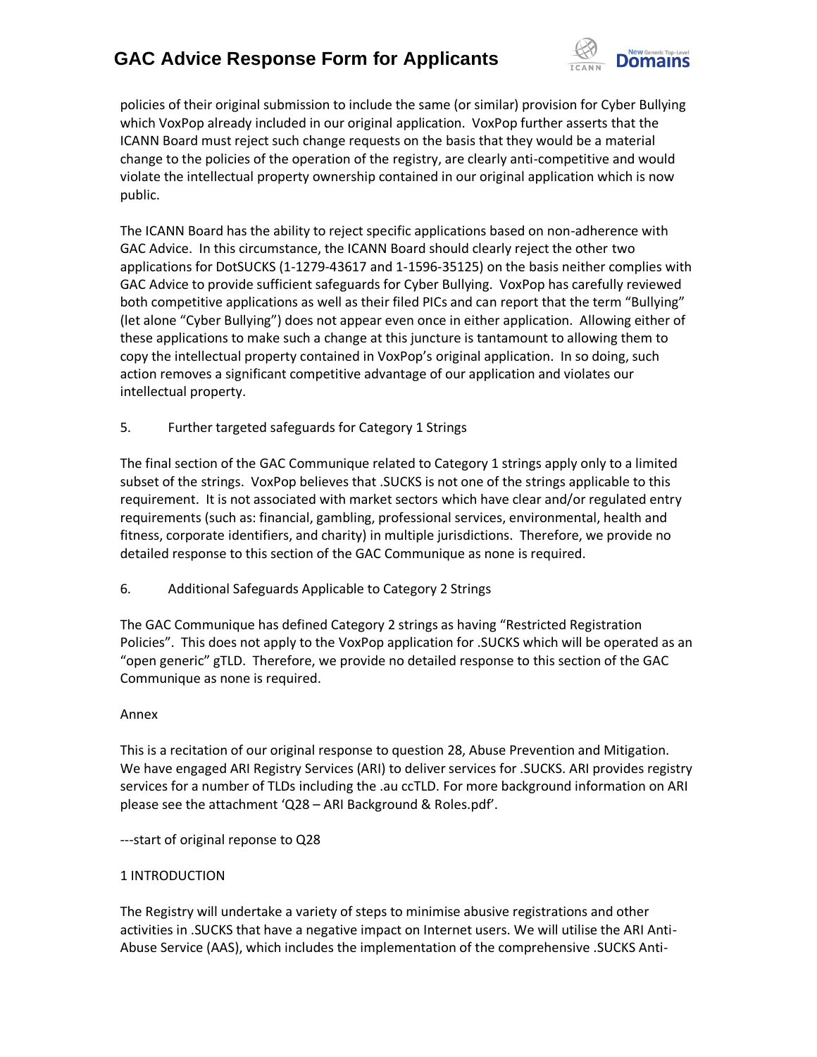policies of their original submission to include the same (or similar) provision for Cyber Bullying which VoxPop already included in our original application. VoxPop further asserts that the ICANN Board must reject such change requests on the basis that they would be a material change to the policies of the operation of the registry, are clearly anti-competitive and would violate the intellectual property ownership contained in our original application which is now public.

The ICANN Board has the ability to reject specific applications based on non-adherence with GAC Advice. In this circumstance, the ICANN Board should clearly reject the other two applications for DotSUCKS (1-1279-43617 and 1-1596-35125) on the basis neither complies with GAC Advice to provide sufficient safeguards for Cyber Bullying. VoxPop has carefully reviewed both competitive applications as well as their filed PICs and can report that the term "Bullying" (let alone "Cyber Bullying") does not appear even once in either application. Allowing either of these applications to make such a change at this juncture is tantamount to allowing them to copy the intellectual property contained in VoxPop's original application. In so doing, such action removes a significant competitive advantage of our application and violates our intellectual property.

5. Further targeted safeguards for Category 1 Strings

The final section of the GAC Communique related to Category 1 strings apply only to a limited subset of the strings. VoxPop believes that .SUCKS is not one of the strings applicable to this requirement. It is not associated with market sectors which have clear and/or regulated entry requirements (such as: financial, gambling, professional services, environmental, health and fitness, corporate identifiers, and charity) in multiple jurisdictions. Therefore, we provide no detailed response to this section of the GAC Communique as none is required.

6. Additional Safeguards Applicable to Category 2 Strings

The GAC Communique has defined Category 2 strings as having "Restricted Registration Policies". This does not apply to the VoxPop application for .SUCKS which will be operated as an "open generic" gTLD. Therefore, we provide no detailed response to this section of the GAC Communique as none is required.

Annex

This is a recitation of our original response to question 28, Abuse Prevention and Mitigation. We have engaged ARI Registry Services (ARI) to deliver services for .SUCKS. ARI provides registry services for a number of TLDs including the .au ccTLD. For more background information on ARI please see the attachment 'Q28 – ARI Background & Roles.pdf'.

---start of original reponse to Q28

1 INTRODUCTION

The Registry will undertake a variety of steps to minimise abusive registrations and other activities in .SUCKS that have a negative impact on Internet users. We will utilise the ARI Anti-Abuse Service (AAS), which includes the implementation of the comprehensive .SUCKS Anti-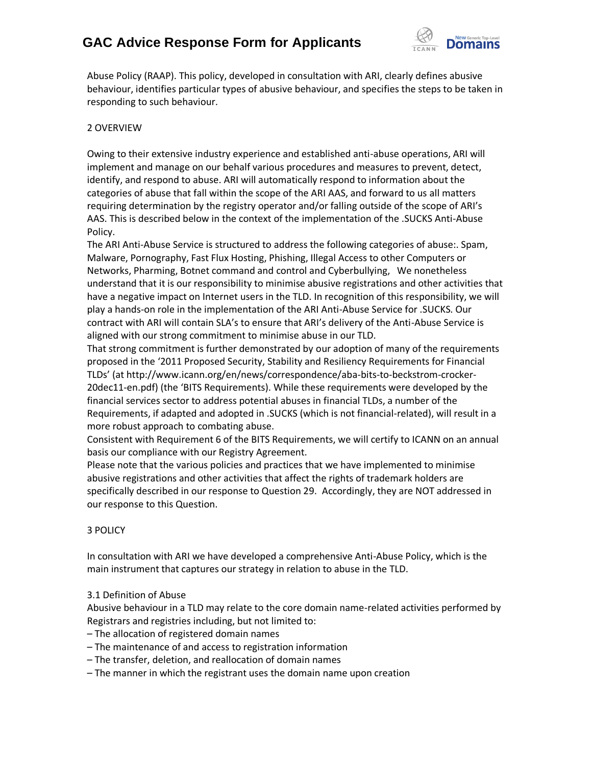Abuse Policy (RAAP). This policy, developed in consultation with ARI, clearly defines abusive behaviour, identifies particular types of abusive behaviour, and specifies the steps to be taken in responding to such behaviour.

2 OVERVIEW

Owing to their extensive industry experience and established anti-abuse operations, ARI will implement and manage on our behalf various procedures and measures to prevent, detect, identify, and respond to abuse. ARI will automatically respond to information about the categories of abuse that fall within the scope of the ARI AAS, and forward to us all matters requiring determination by the registry operator and/or falling outside of the scope of ARI's AAS. This is described below in the context of the implementation of the .SUCKS Anti-Abuse Policy.

The ARI Anti-Abuse Service is structured to address the following categories of abuse:. Spam, Malware, Pornography, Fast Flux Hosting, Phishing, Illegal Access to other Computers or Networks, Pharming, Botnet command and control and Cyberbullying, We nonetheless understand that it is our responsibility to minimise abusive registrations and other activities that have a negative impact on Internet users in the TLD. In recognition of this responsibility, we will play a hands-on role in the implementation of the ARI Anti-Abuse Service for .SUCKS. Our contract with ARI will contain SLA's to ensure that ARI's delivery of the Anti-Abuse Service is aligned with our strong commitment to minimise abuse in our TLD.

That strong commitment is further demonstrated by our adoption of many of the requirements proposed in the '2011 Proposed Security, Stability and Resiliency Requirements for Financial TLDs' (at http://www.icann.org/en/news/correspondence/aba-bits-to-beckstrom-crocker-20dec11-en.pdf) (the 'BITS Requirements). While these requirements were developed by the financial services sector to address potential abuses in financial TLDs, a number of the Requirements, if adapted and adopted in .SUCKS (which is not financial-related), will result in a more robust approach to combating abuse.

Consistent with Requirement 6 of the BITS Requirements, we will certify to ICANN on an annual basis our compliance with our Registry Agreement.

Please note that the various policies and practices that we have implemented to minimise abusive registrations and other activities that affect the rights of trademark holders are specifically described in our response to Question 29. Accordingly, they are NOT addressed in our response to this Question.

3 POLICY

In consultation with ARI we have developed a comprehensive Anti-Abuse Policy, which is the main instrument that captures our strategy in relation to abuse in the TLD.

3.1 Definition of Abuse

Abusive behaviour in a TLD may relate to the core domain name-related activities performed by Registrars and registries including, but not limited to:

– The allocation of registered domain names
– The maintenance of and access to registration information
– The transfer, deletion, and reallocation of domain names
– The manner in which the registrant uses the domain name upon creation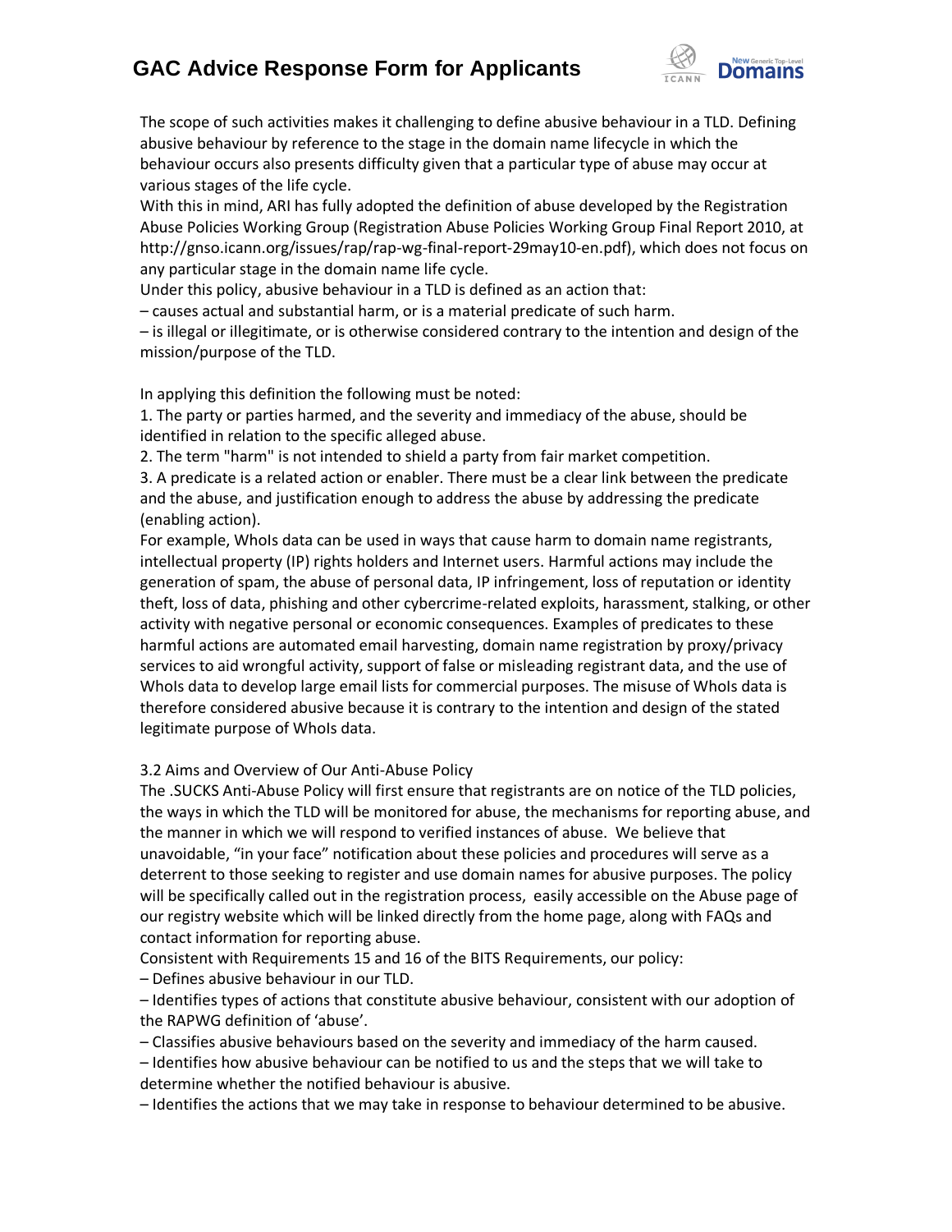The scope of such activities makes it challenging to define abusive behaviour in a TLD. Defining abusive behaviour by reference to the stage in the domain name lifecycle in which the behaviour occurs also presents difficulty given that a particular type of abuse may occur at various stages of the life cycle.

With this in mind, ARI has fully adopted the definition of abuse developed by the Registration Abuse Policies Working Group (Registration Abuse Policies Working Group Final Report 2010, at http://gnso.icann.org/issues/rap/rap-wg-final-report-29may10-en.pdf), which does not focus on any particular stage in the domain name life cycle.

Under this policy, abusive behaviour in a TLD is defined as an action that:

– causes actual and substantial harm, or is a material predicate of such harm.

– is illegal or illegitimate, or is otherwise considered contrary to the intention and design of the mission/purpose of the TLD.

In applying this definition the following must be noted:

1. The party or parties harmed, and the severity and immediacy of the abuse, should be identified in relation to the specific alleged abuse.
2. The term "harm" is not intended to shield a party from fair market competition.
3. A predicate is a related action or enabler. There must be a clear link between the predicate and the abuse, and justification enough to address the abuse by addressing the predicate (enabling action).

For example, WhoIs data can be used in ways that cause harm to domain name registrants, intellectual property (IP) rights holders and Internet users. Harmful actions may include the generation of spam, the abuse of personal data, IP infringement, loss of reputation or identity theft, loss of data, phishing and other cybercrime-related exploits, harassment, stalking, or other activity with negative personal or economic consequences. Examples of predicates to these harmful actions are automated email harvesting, domain name registration by proxy/privacy services to aid wrongful activity, support of false or misleading registrant data, and the use of WhoIs data to develop large email lists for commercial purposes. The misuse of WhoIs data is therefore considered abusive because it is contrary to the intention and design of the stated legitimate purpose of WhoIs data.

3.2 Aims and Overview of Our Anti-Abuse Policy

The .SUCKS Anti-Abuse Policy will first ensure that registrants are on notice of the TLD policies, the ways in which the TLD will be monitored for abuse, the mechanisms for reporting abuse, and the manner in which we will respond to verified instances of abuse. We believe that unavoidable, "in your face" notification about these policies and procedures will serve as a deterrent to those seeking to register and use domain names for abusive purposes. The policy will be specifically called out in the registration process, easily accessible on the Abuse page of our registry website which will be linked directly from the home page, along with FAQs and contact information for reporting abuse.

Consistent with Requirements 15 and 16 of the BITS Requirements, our policy:

– Defines abusive behaviour in our TLD.

– Identifies types of actions that constitute abusive behaviour, consistent with our adoption of the RAPWG definition of 'abuse'.

– Classifies abusive behaviours based on the severity and immediacy of the harm caused.

– Identifies how abusive behaviour can be notified to us and the steps that we will take to determine whether the notified behaviour is abusive.

– Identifies the actions that we may take in response to behaviour determined to be abusive.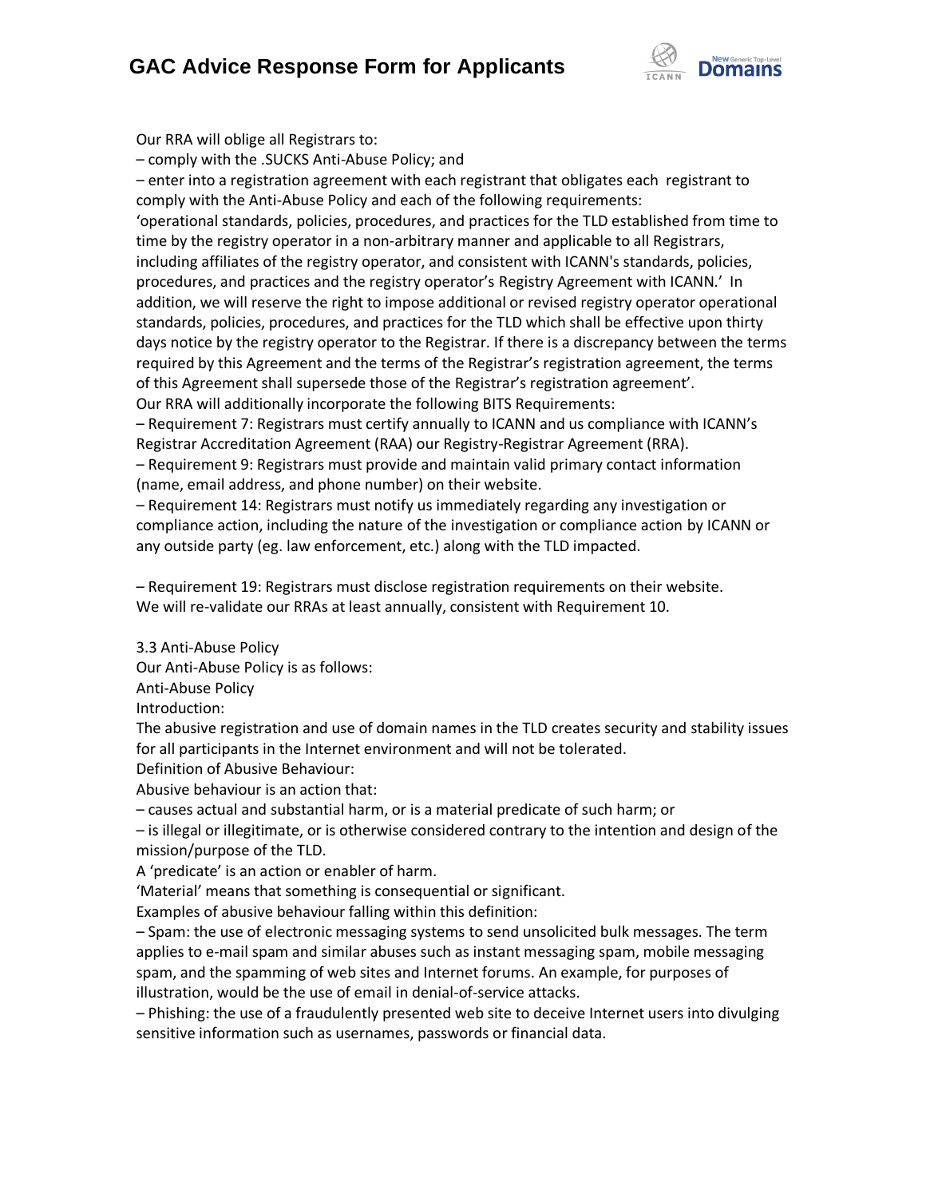Our RRA will oblige all Registrars to:

– comply with the .SUCKS Anti-Abuse Policy; and

– enter into a registration agreement with each registrant that obligates each registrant to comply with the Anti-Abuse Policy and each of the following requirements:

'operational standards, policies, procedures, and practices for the TLD established from time to time by the registry operator in a non-arbitrary manner and applicable to all Registrars, including affiliates of the registry operator, and consistent with ICANN's standards, policies, procedures, and practices and the registry operator's Registry Agreement with ICANN.' In addition, we will reserve the right to impose additional or revised registry operator operational standards, policies, procedures, and practices for the TLD which shall be effective upon thirty days notice by the registry operator to the Registrar. If there is a discrepancy between the terms required by this Agreement and the terms of the Registrar's registration agreement, the terms of this Agreement shall supersede those of the Registrar's registration agreement'.

Our RRA will additionally incorporate the following BITS Requirements:

– Requirement 7: Registrars must certify annually to ICANN and us compliance with ICANN's Registrar Accreditation Agreement (RAA) our Registry-Registrar Agreement (RRA).

– Requirement 9: Registrars must provide and maintain valid primary contact information (name, email address, and phone number) on their website.

– Requirement 14: Registrars must notify us immediately regarding any investigation or compliance action, including the nature of the investigation or compliance action by ICANN or any outside party (eg. law enforcement, etc.) along with the TLD impacted.

– Requirement 19: Registrars must disclose registration requirements on their website.

We will re-validate our RRAs at least annually, consistent with Requirement 10.

3.3 Anti-Abuse Policy

Our Anti-Abuse Policy is as follows:

Anti-Abuse Policy

Introduction:

The abusive registration and use of domain names in the TLD creates security and stability issues for all participants in the Internet environment and will not be tolerated.

Definition of Abusive Behaviour:

Abusive behaviour is an action that:

– causes actual and substantial harm, or is a material predicate of such harm; or

– is illegal or illegitimate, or is otherwise considered contrary to the intention and design of the mission/purpose of the TLD.

A 'predicate' is an action or enabler of harm.

'Material' means that something is consequential or significant.

Examples of abusive behaviour falling within this definition:

– Spam: the use of electronic messaging systems to send unsolicited bulk messages. The term applies to e-mail spam and similar abuses such as instant messaging spam, mobile messaging spam, and the spamming of web sites and Internet forums. An example, for purposes of illustration, would be the use of email in denial-of-service attacks.

– Phishing: the use of a fraudulently presented web site to deceive Internet users into divulging sensitive information such as usernames, passwords or financial data.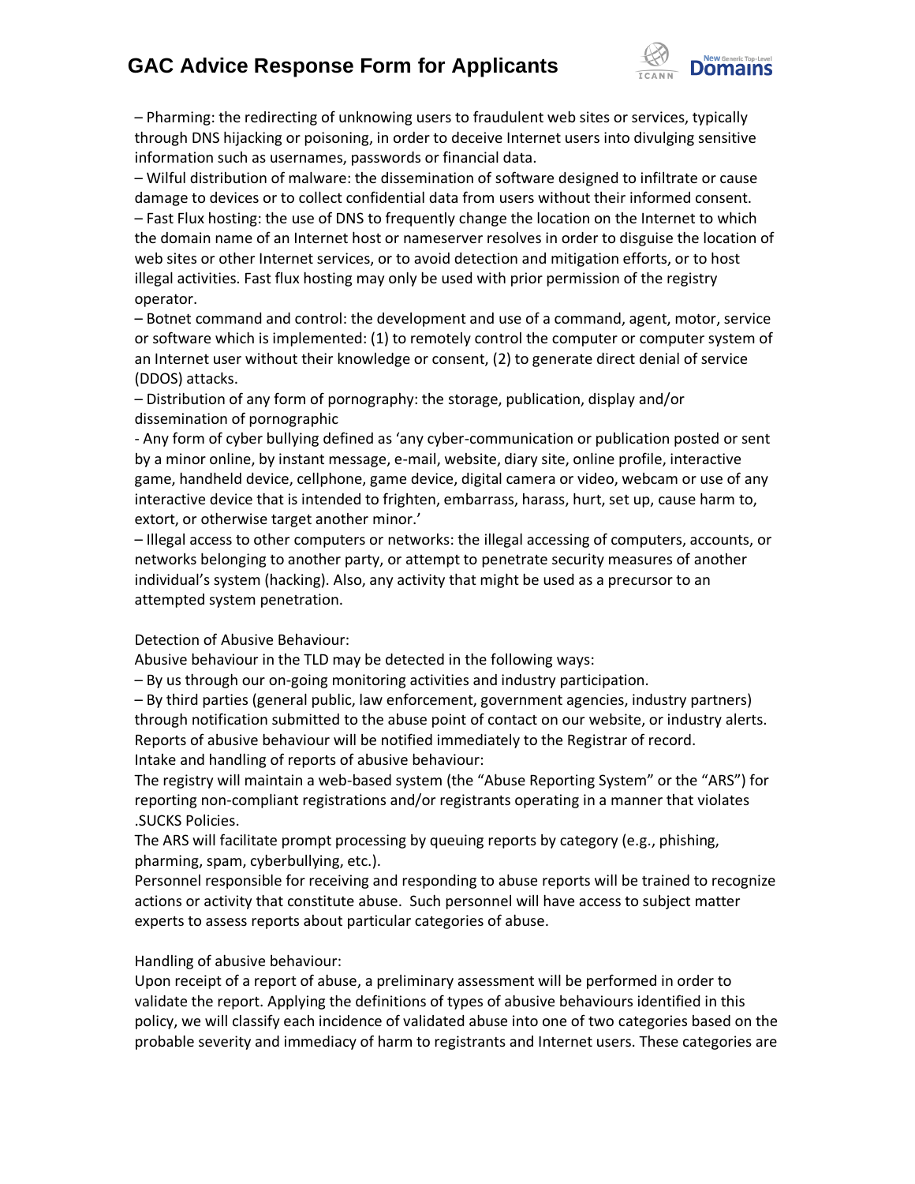– Pharming: the redirecting of unknowing users to fraudulent web sites or services, typically through DNS hijacking or poisoning, in order to deceive Internet users into divulging sensitive information such as usernames, passwords or financial data.
– Wilful distribution of malware: the dissemination of software designed to infiltrate or cause damage to devices or to collect confidential data from users without their informed consent.
– Fast Flux hosting: the use of DNS to frequently change the location on the Internet to which the domain name of an Internet host or nameserver resolves in order to disguise the location of web sites or other Internet services, or to avoid detection and mitigation efforts, or to host illegal activities. Fast flux hosting may only be used with prior permission of the registry operator.
– Botnet command and control: the development and use of a command, agent, motor, service or software which is implemented: (1) to remotely control the computer or computer system of an Internet user without their knowledge or consent, (2) to generate direct denial of service (DDOS) attacks.
– Distribution of any form of pornography: the storage, publication, display and/or dissemination of pornographic
- Any form of cyber bullying defined as 'any cyber-communication or publication posted or sent by a minor online, by instant message, e-mail, website, diary site, online profile, interactive game, handheld device, cellphone, game device, digital camera or video, webcam or use of any interactive device that is intended to frighten, embarrass, harass, hurt, set up, cause harm to, extort, or otherwise target another minor.'
– Illegal access to other computers or networks: the illegal accessing of computers, accounts, or networks belonging to another party, or attempt to penetrate security measures of another individual's system (hacking). Also, any activity that might be used as a precursor to an attempted system penetration.

Detection of Abusive Behaviour:
Abusive behaviour in the TLD may be detected in the following ways:
– By us through our on-going monitoring activities and industry participation.
– By third parties (general public, law enforcement, government agencies, industry partners) through notification submitted to the abuse point of contact on our website, or industry alerts.
Reports of abusive behaviour will be notified immediately to the Registrar of record.
Intake and handling of reports of abusive behaviour:
The registry will maintain a web-based system (the "Abuse Reporting System" or the "ARS") for reporting non-compliant registrations and/or registrants operating in a manner that violates .SUCKS Policies.
The ARS will facilitate prompt processing by queuing reports by category (e.g., phishing, pharming, spam, cyberbullying, etc.).
Personnel responsible for receiving and responding to abuse reports will be trained to recognize actions or activity that constitute abuse. Such personnel will have access to subject matter experts to assess reports about particular categories of abuse.

Handling of abusive behaviour:
Upon receipt of a report of abuse, a preliminary assessment will be performed in order to validate the report. Applying the definitions of types of abusive behaviours identified in this policy, we will classify each incidence of validated abuse into one of two categories based on the probable severity and immediacy of harm to registrants and Internet users. These categories are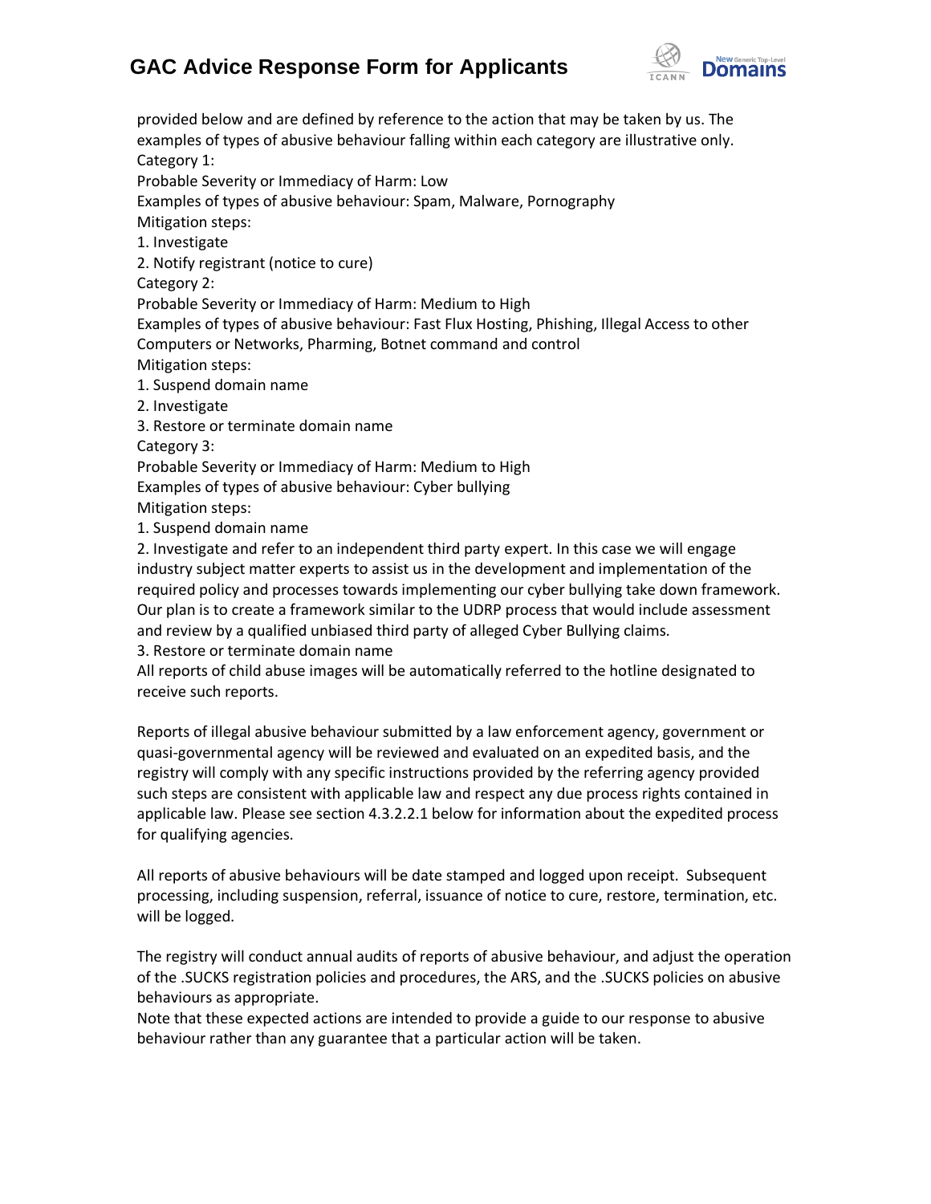provided below and are defined by reference to the action that may be taken by us. The examples of types of abusive behaviour falling within each category are illustrative only.

Category 1:

Probable Severity or Immediacy of Harm: Low

Examples of types of abusive behaviour: Spam, Malware, Pornography

Mitigation steps:

1. Investigate
2. Notify registrant (notice to cure)

Category 2:

Probable Severity or Immediacy of Harm: Medium to High

Examples of types of abusive behaviour: Fast Flux Hosting, Phishing, Illegal Access to other Computers or Networks, Pharming, Botnet command and control

Mitigation steps:

1. Suspend domain name
2. Investigate
3. Restore or terminate domain name

Category 3:

Probable Severity or Immediacy of Harm: Medium to High

Examples of types of abusive behaviour: Cyber bullying

Mitigation steps:

1. Suspend domain name
2. Investigate and refer to an independent third party expert. In this case we will engage industry subject matter experts to assist us in the development and implementation of the required policy and processes towards implementing our cyber bullying take down framework. Our plan is to create a framework similar to the UDRP process that would include assessment and review by a qualified unbiased third party of alleged Cyber Bullying claims.
3. Restore or terminate domain name

All reports of child abuse images will be automatically referred to the hotline designated to receive such reports.

Reports of illegal abusive behaviour submitted by a law enforcement agency, government or quasi-governmental agency will be reviewed and evaluated on an expedited basis, and the registry will comply with any specific instructions provided by the referring agency provided such steps are consistent with applicable law and respect any due process rights contained in applicable law. Please see section 4.3.2.2.1 below for information about the expedited process for qualifying agencies.

All reports of abusive behaviours will be date stamped and logged upon receipt. Subsequent processing, including suspension, referral, issuance of notice to cure, restore, termination, etc. will be logged.

The registry will conduct annual audits of reports of abusive behaviour, and adjust the operation of the .SUCKS registration policies and procedures, the ARS, and the .SUCKS policies on abusive behaviours as appropriate.

Note that these expected actions are intended to provide a guide to our response to abusive behaviour rather than any guarantee that a particular action will be taken.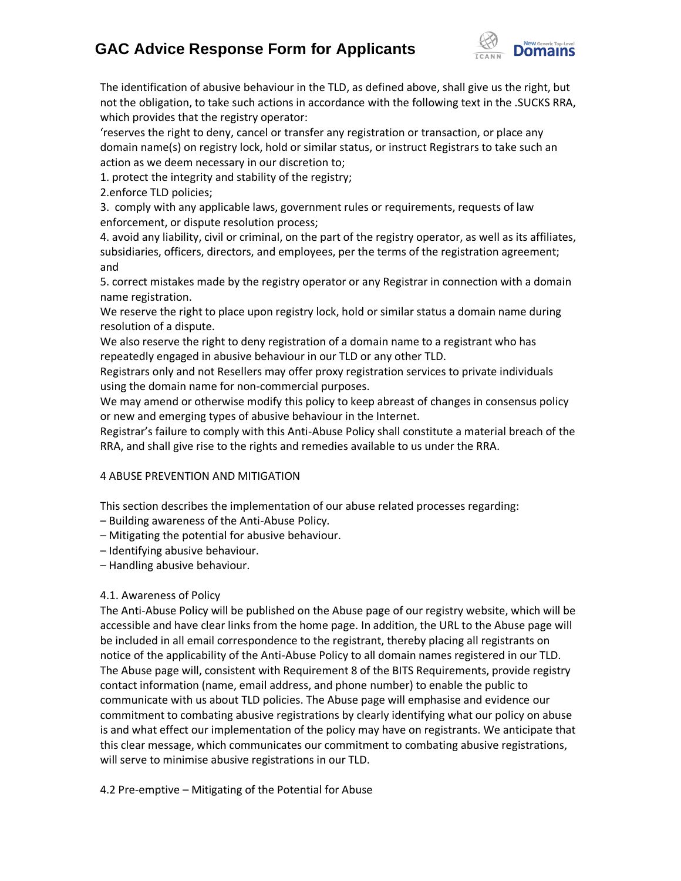The identification of abusive behaviour in the TLD, as defined above, shall give us the right, but not the obligation, to take such actions in accordance with the following text in the .SUCKS RRA, which provides that the registry operator:

'reserves the right to deny, cancel or transfer any registration or transaction, or place any domain name(s) on registry lock, hold or similar status, or instruct Registrars to take such an action as we deem necessary in our discretion to;

1. protect the integrity and stability of the registry;
2. enforce TLD policies;
3. comply with any applicable laws, government rules or requirements, requests of law enforcement, or dispute resolution process;
4. avoid any liability, civil or criminal, on the part of the registry operator, as well as its affiliates, subsidiaries, officers, directors, and employees, per the terms of the registration agreement; and
5. correct mistakes made by the registry operator or any Registrar in connection with a domain name registration.

We reserve the right to place upon registry lock, hold or similar status a domain name during resolution of a dispute.

We also reserve the right to deny registration of a domain name to a registrant who has repeatedly engaged in abusive behaviour in our TLD or any other TLD.

Registrars only and not Resellers may offer proxy registration services to private individuals using the domain name for non-commercial purposes.

We may amend or otherwise modify this policy to keep abreast of changes in consensus policy or new and emerging types of abusive behaviour in the Internet.

Registrar's failure to comply with this Anti-Abuse Policy shall constitute a material breach of the RRA, and shall give rise to the rights and remedies available to us under the RRA.

4 ABUSE PREVENTION AND MITIGATION

This section describes the implementation of our abuse related processes regarding:

– Building awareness of the Anti-Abuse Policy.
– Mitigating the potential for abusive behaviour.
– Identifying abusive behaviour.
– Handling abusive behaviour.

4.1. Awareness of Policy

The Anti-Abuse Policy will be published on the Abuse page of our registry website, which will be accessible and have clear links from the home page. In addition, the URL to the Abuse page will be included in all email correspondence to the registrant, thereby placing all registrants on notice of the applicability of the Anti-Abuse Policy to all domain names registered in our TLD. The Abuse page will, consistent with Requirement 8 of the BITS Requirements, provide registry contact information (name, email address, and phone number) to enable the public to communicate with us about TLD policies. The Abuse page will emphasise and evidence our commitment to combating abusive registrations by clearly identifying what our policy on abuse is and what effect our implementation of the policy may have on registrants. We anticipate that this clear message, which communicates our commitment to combating abusive registrations, will serve to minimise abusive registrations in our TLD.

4.2 Pre-emptive – Mitigating of the Potential for Abuse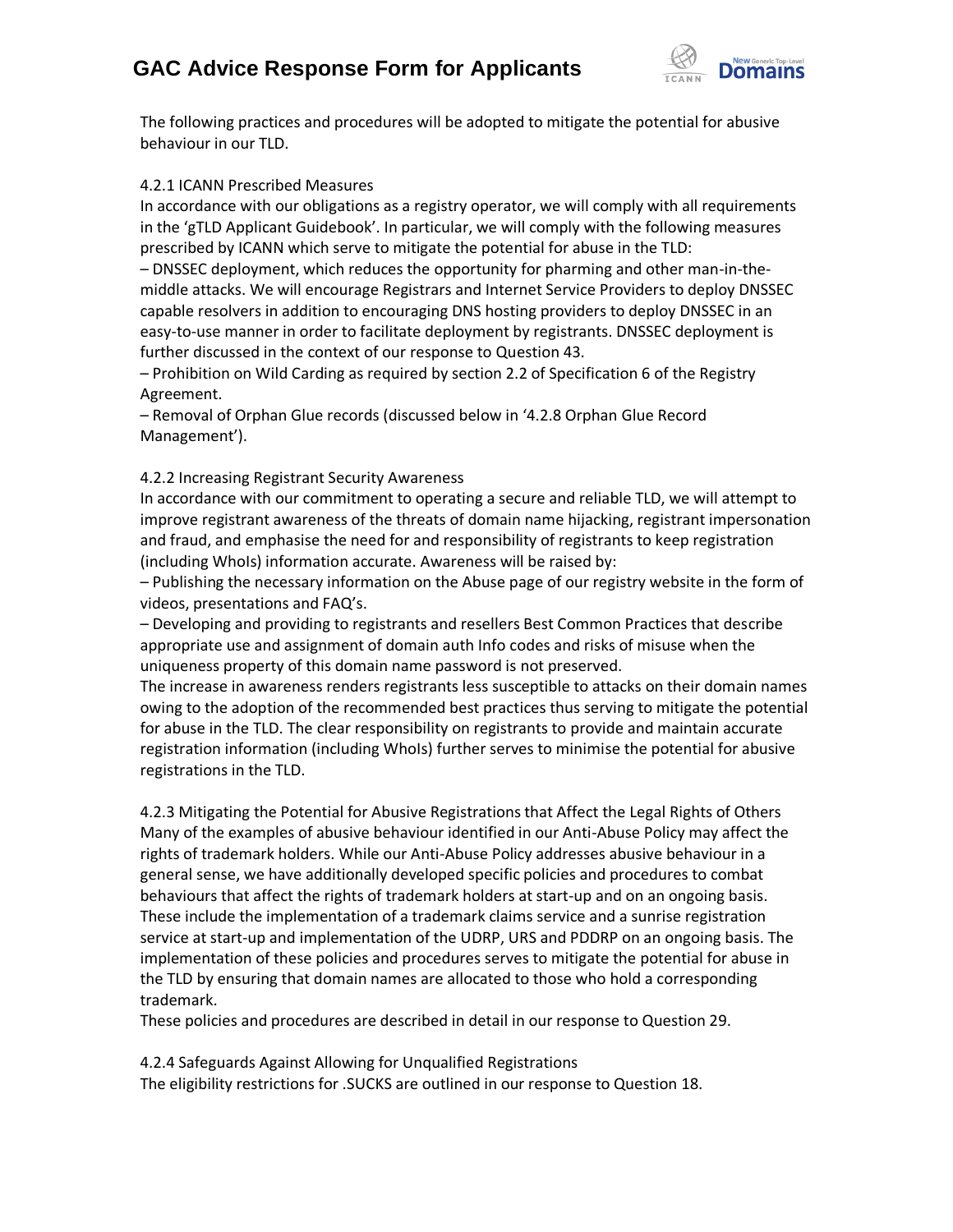The following practices and procedures will be adopted to mitigate the potential for abusive behaviour in our TLD.

4.2.1 ICANN Prescribed Measures
In accordance with our obligations as a registry operator, we will comply with all requirements in the 'gTLD Applicant Guidebook'. In particular, we will comply with the following measures prescribed by ICANN which serve to mitigate the potential for abuse in the TLD:
– DNSSEC deployment, which reduces the opportunity for pharming and other man-in-the-middle attacks. We will encourage Registrars and Internet Service Providers to deploy DNSSEC capable resolvers in addition to encouraging DNS hosting providers to deploy DNSSEC in an easy-to-use manner in order to facilitate deployment by registrants. DNSSEC deployment is further discussed in the context of our response to Question 43.
– Prohibition on Wild Carding as required by section 2.2 of Specification 6 of the Registry Agreement.
– Removal of Orphan Glue records (discussed below in '4.2.8 Orphan Glue Record Management').

4.2.2 Increasing Registrant Security Awareness
In accordance with our commitment to operating a secure and reliable TLD, we will attempt to improve registrant awareness of the threats of domain name hijacking, registrant impersonation and fraud, and emphasise the need for and responsibility of registrants to keep registration (including WhoIs) information accurate. Awareness will be raised by:
– Publishing the necessary information on the Abuse page of our registry website in the form of videos, presentations and FAQ's.
– Developing and providing to registrants and resellers Best Common Practices that describe appropriate use and assignment of domain auth Info codes and risks of misuse when the uniqueness property of this domain name password is not preserved.
The increase in awareness renders registrants less susceptible to attacks on their domain names owing to the adoption of the recommended best practices thus serving to mitigate the potential for abuse in the TLD. The clear responsibility on registrants to provide and maintain accurate registration information (including WhoIs) further serves to minimise the potential for abusive registrations in the TLD.

4.2.3 Mitigating the Potential for Abusive Registrations that Affect the Legal Rights of Others
Many of the examples of abusive behaviour identified in our Anti-Abuse Policy may affect the rights of trademark holders. While our Anti-Abuse Policy addresses abusive behaviour in a general sense, we have additionally developed specific policies and procedures to combat behaviours that affect the rights of trademark holders at start-up and on an ongoing basis. These include the implementation of a trademark claims service and a sunrise registration service at start-up and implementation of the UDRP, URS and PDDRP on an ongoing basis. The implementation of these policies and procedures serves to mitigate the potential for abuse in the TLD by ensuring that domain names are allocated to those who hold a corresponding trademark.
These policies and procedures are described in detail in our response to Question 29.

4.2.4 Safeguards Against Allowing for Unqualified Registrations
The eligibility restrictions for .SUCKS are outlined in our response to Question 18.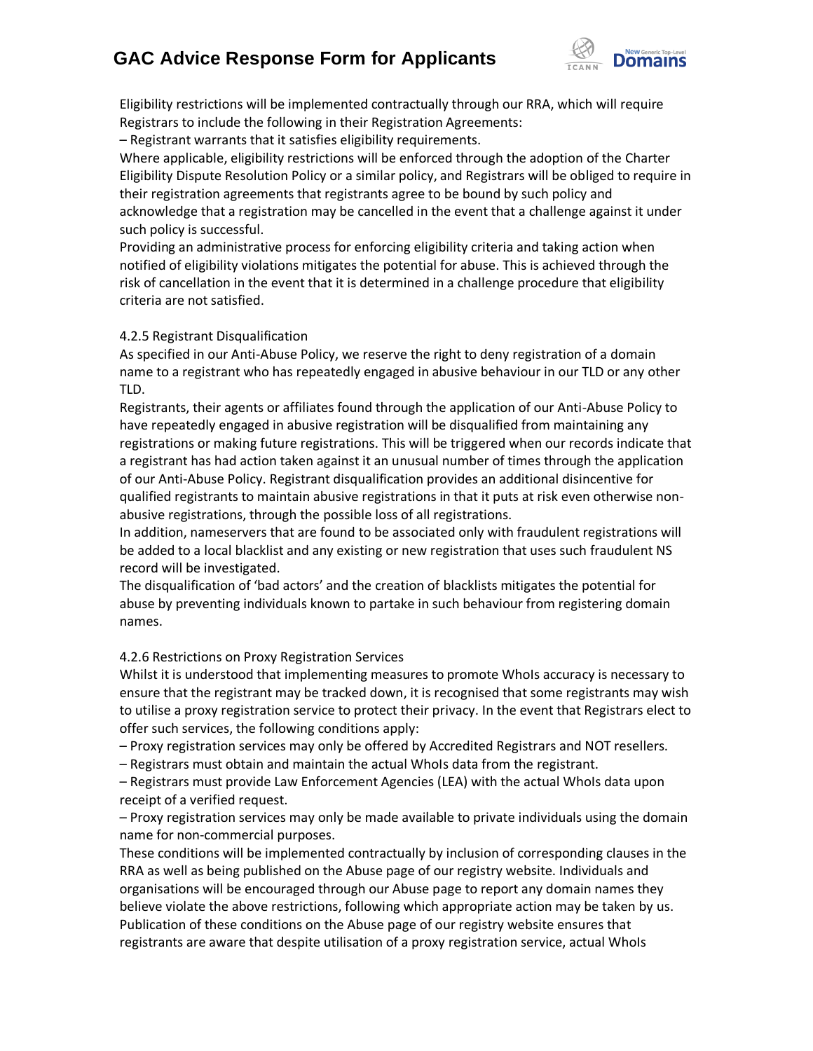Eligibility restrictions will be implemented contractually through our RRA, which will require Registrars to include the following in their Registration Agreements:

– Registrant warrants that it satisfies eligibility requirements.

Where applicable, eligibility restrictions will be enforced through the adoption of the Charter Eligibility Dispute Resolution Policy or a similar policy, and Registrars will be obliged to require in their registration agreements that registrants agree to be bound by such policy and acknowledge that a registration may be cancelled in the event that a challenge against it under such policy is successful.

Providing an administrative process for enforcing eligibility criteria and taking action when notified of eligibility violations mitigates the potential for abuse. This is achieved through the risk of cancellation in the event that it is determined in a challenge procedure that eligibility criteria are not satisfied.

4.2.5 Registrant Disqualification

As specified in our Anti-Abuse Policy, we reserve the right to deny registration of a domain name to a registrant who has repeatedly engaged in abusive behaviour in our TLD or any other TLD.

Registrants, their agents or affiliates found through the application of our Anti-Abuse Policy to have repeatedly engaged in abusive registration will be disqualified from maintaining any registrations or making future registrations. This will be triggered when our records indicate that a registrant has had action taken against it an unusual number of times through the application of our Anti-Abuse Policy. Registrant disqualification provides an additional disincentive for qualified registrants to maintain abusive registrations in that it puts at risk even otherwise non-abusive registrations, through the possible loss of all registrations.

In addition, nameservers that are found to be associated only with fraudulent registrations will be added to a local blacklist and any existing or new registration that uses such fraudulent NS record will be investigated.

The disqualification of 'bad actors' and the creation of blacklists mitigates the potential for abuse by preventing individuals known to partake in such behaviour from registering domain names.

4.2.6 Restrictions on Proxy Registration Services

Whilst it is understood that implementing measures to promote WhoIs accuracy is necessary to ensure that the registrant may be tracked down, it is recognised that some registrants may wish to utilise a proxy registration service to protect their privacy. In the event that Registrars elect to offer such services, the following conditions apply:

– Proxy registration services may only be offered by Accredited Registrars and NOT resellers.

– Registrars must obtain and maintain the actual WhoIs data from the registrant.

– Registrars must provide Law Enforcement Agencies (LEA) with the actual WhoIs data upon receipt of a verified request.

– Proxy registration services may only be made available to private individuals using the domain name for non-commercial purposes.

These conditions will be implemented contractually by inclusion of corresponding clauses in the RRA as well as being published on the Abuse page of our registry website. Individuals and organisations will be encouraged through our Abuse page to report any domain names they believe violate the above restrictions, following which appropriate action may be taken by us. Publication of these conditions on the Abuse page of our registry website ensures that registrants are aware that despite utilisation of a proxy registration service, actual WhoIs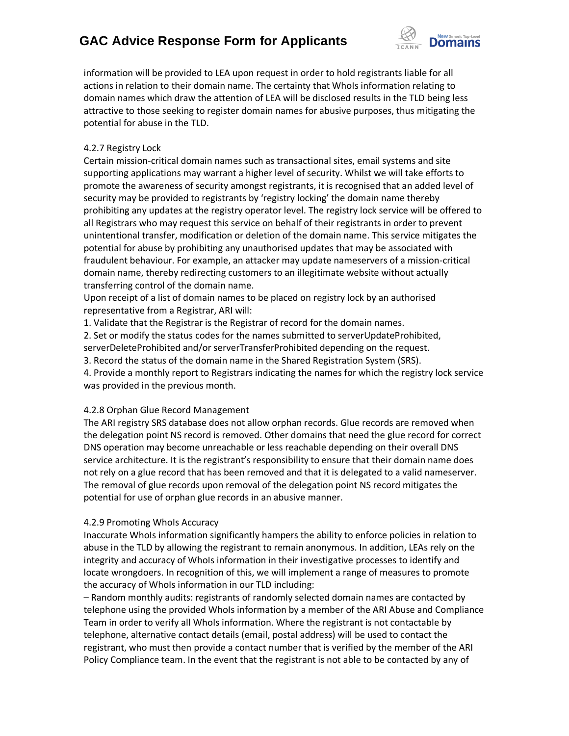information will be provided to LEA upon request in order to hold registrants liable for all actions in relation to their domain name. The certainty that WhoIs information relating to domain names which draw the attention of LEA will be disclosed results in the TLD being less attractive to those seeking to register domain names for abusive purposes, thus mitigating the potential for abuse in the TLD.

4.2.7 Registry Lock

Certain mission-critical domain names such as transactional sites, email systems and site supporting applications may warrant a higher level of security. Whilst we will take efforts to promote the awareness of security amongst registrants, it is recognised that an added level of security may be provided to registrants by 'registry locking' the domain name thereby prohibiting any updates at the registry operator level. The registry lock service will be offered to all Registrars who may request this service on behalf of their registrants in order to prevent unintentional transfer, modification or deletion of the domain name. This service mitigates the potential for abuse by prohibiting any unauthorised updates that may be associated with fraudulent behaviour. For example, an attacker may update nameservers of a mission-critical domain name, thereby redirecting customers to an illegitimate website without actually transferring control of the domain name.

Upon receipt of a list of domain names to be placed on registry lock by an authorised representative from a Registrar, ARI will:

1. Validate that the Registrar is the Registrar of record for the domain names.
2. Set or modify the status codes for the names submitted to serverUpdateProhibited, serverDeleteProhibited and/or serverTransferProhibited depending on the request.
3. Record the status of the domain name in the Shared Registration System (SRS).
4. Provide a monthly report to Registrars indicating the names for which the registry lock service was provided in the previous month.

4.2.8 Orphan Glue Record Management

The ARI registry SRS database does not allow orphan records. Glue records are removed when the delegation point NS record is removed. Other domains that need the glue record for correct DNS operation may become unreachable or less reachable depending on their overall DNS service architecture. It is the registrant's responsibility to ensure that their domain name does not rely on a glue record that has been removed and that it is delegated to a valid nameserver. The removal of glue records upon removal of the delegation point NS record mitigates the potential for use of orphan glue records in an abusive manner.

4.2.9 Promoting WhoIs Accuracy

Inaccurate WhoIs information significantly hampers the ability to enforce policies in relation to abuse in the TLD by allowing the registrant to remain anonymous. In addition, LEAs rely on the integrity and accuracy of WhoIs information in their investigative processes to identify and locate wrongdoers. In recognition of this, we will implement a range of measures to promote the accuracy of WhoIs information in our TLD including:

– Random monthly audits: registrants of randomly selected domain names are contacted by telephone using the provided WhoIs information by a member of the ARI Abuse and Compliance Team in order to verify all WhoIs information. Where the registrant is not contactable by telephone, alternative contact details (email, postal address) will be used to contact the registrant, who must then provide a contact number that is verified by the member of the ARI Policy Compliance team. In the event that the registrant is not able to be contacted by any of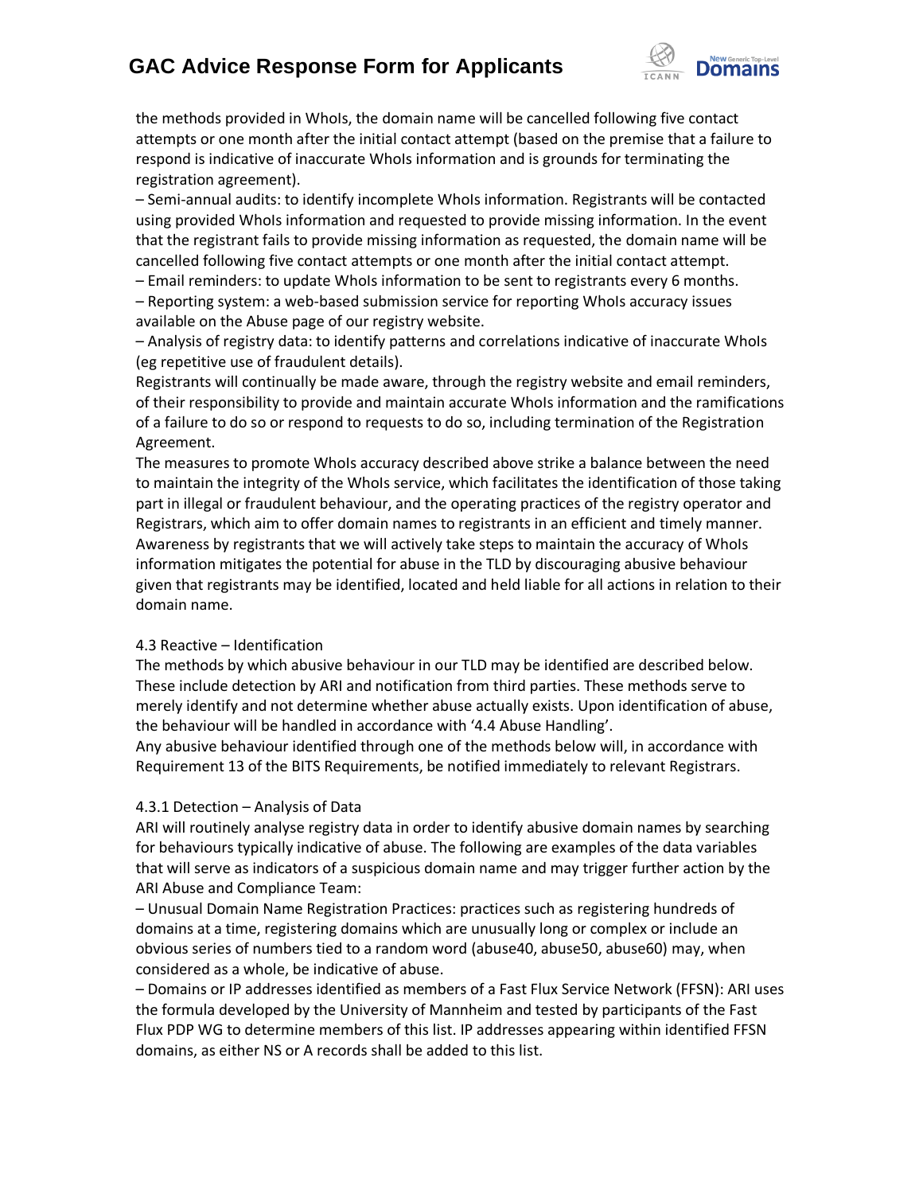the methods provided in WhoIs, the domain name will be cancelled following five contact attempts or one month after the initial contact attempt (based on the premise that a failure to respond is indicative of inaccurate WhoIs information and is grounds for terminating the registration agreement).

– Semi-annual audits: to identify incomplete WhoIs information. Registrants will be contacted using provided WhoIs information and requested to provide missing information. In the event that the registrant fails to provide missing information as requested, the domain name will be cancelled following five contact attempts or one month after the initial contact attempt.

– Email reminders: to update WhoIs information to be sent to registrants every 6 months.

– Reporting system: a web-based submission service for reporting WhoIs accuracy issues available on the Abuse page of our registry website.

– Analysis of registry data: to identify patterns and correlations indicative of inaccurate WhoIs (eg repetitive use of fraudulent details).

Registrants will continually be made aware, through the registry website and email reminders, of their responsibility to provide and maintain accurate WhoIs information and the ramifications of a failure to do so or respond to requests to do so, including termination of the Registration Agreement.

The measures to promote WhoIs accuracy described above strike a balance between the need to maintain the integrity of the WhoIs service, which facilitates the identification of those taking part in illegal or fraudulent behaviour, and the operating practices of the registry operator and Registrars, which aim to offer domain names to registrants in an efficient and timely manner. Awareness by registrants that we will actively take steps to maintain the accuracy of WhoIs information mitigates the potential for abuse in the TLD by discouraging abusive behaviour given that registrants may be identified, located and held liable for all actions in relation to their domain name.

4.3 Reactive – Identification

The methods by which abusive behaviour in our TLD may be identified are described below. These include detection by ARI and notification from third parties. These methods serve to merely identify and not determine whether abuse actually exists. Upon identification of abuse, the behaviour will be handled in accordance with '4.4 Abuse Handling'.

Any abusive behaviour identified through one of the methods below will, in accordance with Requirement 13 of the BITS Requirements, be notified immediately to relevant Registrars.

4.3.1 Detection – Analysis of Data

ARI will routinely analyse registry data in order to identify abusive domain names by searching for behaviours typically indicative of abuse. The following are examples of the data variables that will serve as indicators of a suspicious domain name and may trigger further action by the ARI Abuse and Compliance Team:

– Unusual Domain Name Registration Practices: practices such as registering hundreds of domains at a time, registering domains which are unusually long or complex or include an obvious series of numbers tied to a random word (abuse40, abuse50, abuse60) may, when considered as a whole, be indicative of abuse.

– Domains or IP addresses identified as members of a Fast Flux Service Network (FFSN): ARI uses the formula developed by the University of Mannheim and tested by participants of the Fast Flux PDP WG to determine members of this list. IP addresses appearing within identified FFSN domains, as either NS or A records shall be added to this list.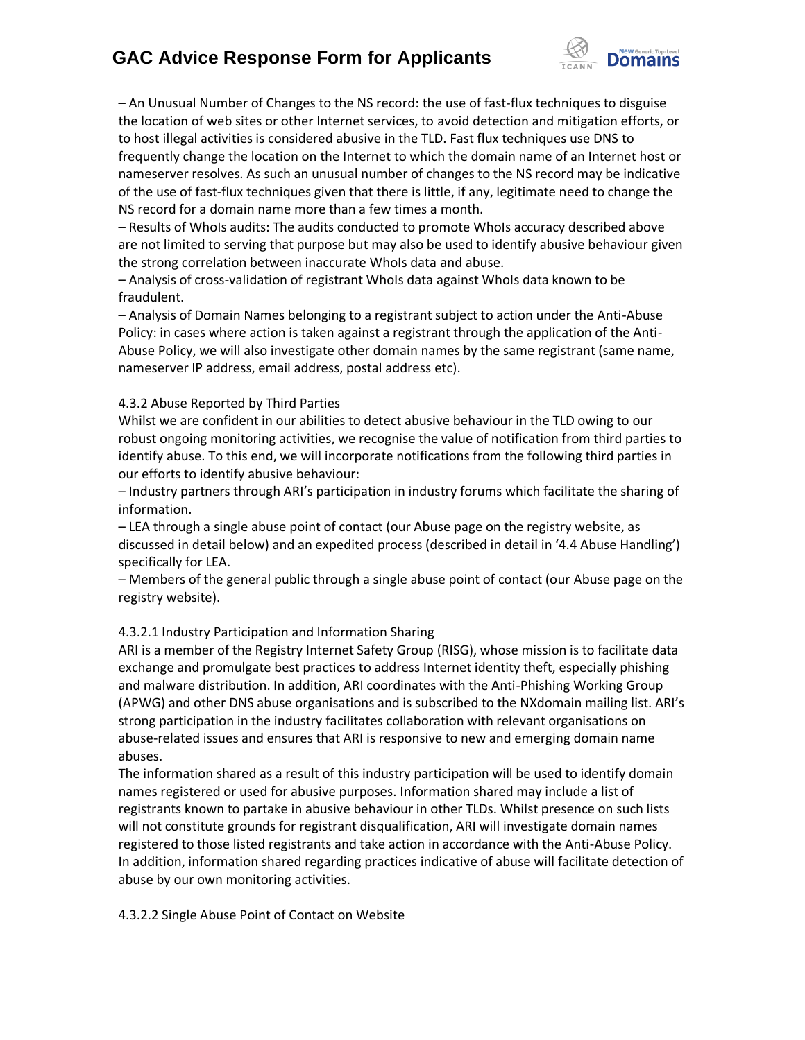– An Unusual Number of Changes to the NS record: the use of fast-flux techniques to disguise the location of web sites or other Internet services, to avoid detection and mitigation efforts, or to host illegal activities is considered abusive in the TLD. Fast flux techniques use DNS to frequently change the location on the Internet to which the domain name of an Internet host or nameserver resolves. As such an unusual number of changes to the NS record may be indicative of the use of fast-flux techniques given that there is little, if any, legitimate need to change the NS record for a domain name more than a few times a month.

– Results of WhoIs audits: The audits conducted to promote WhoIs accuracy described above are not limited to serving that purpose but may also be used to identify abusive behaviour given the strong correlation between inaccurate WhoIs data and abuse.

– Analysis of cross-validation of registrant WhoIs data against WhoIs data known to be fraudulent.

– Analysis of Domain Names belonging to a registrant subject to action under the Anti-Abuse Policy: in cases where action is taken against a registrant through the application of the Anti-Abuse Policy, we will also investigate other domain names by the same registrant (same name, nameserver IP address, email address, postal address etc).

4.3.2 Abuse Reported by Third Parties

Whilst we are confident in our abilities to detect abusive behaviour in the TLD owing to our robust ongoing monitoring activities, we recognise the value of notification from third parties to identify abuse. To this end, we will incorporate notifications from the following third parties in our efforts to identify abusive behaviour:

– Industry partners through ARI's participation in industry forums which facilitate the sharing of information.

– LEA through a single abuse point of contact (our Abuse page on the registry website, as discussed in detail below) and an expedited process (described in detail in '4.4 Abuse Handling') specifically for LEA.

– Members of the general public through a single abuse point of contact (our Abuse page on the registry website).

4.3.2.1 Industry Participation and Information Sharing

ARI is a member of the Registry Internet Safety Group (RISG), whose mission is to facilitate data exchange and promulgate best practices to address Internet identity theft, especially phishing and malware distribution. In addition, ARI coordinates with the Anti-Phishing Working Group (APWG) and other DNS abuse organisations and is subscribed to the NXdomain mailing list. ARI's strong participation in the industry facilitates collaboration with relevant organisations on abuse-related issues and ensures that ARI is responsive to new and emerging domain name abuses.

The information shared as a result of this industry participation will be used to identify domain names registered or used for abusive purposes. Information shared may include a list of registrants known to partake in abusive behaviour in other TLDs. Whilst presence on such lists will not constitute grounds for registrant disqualification, ARI will investigate domain names registered to those listed registrants and take action in accordance with the Anti-Abuse Policy. In addition, information shared regarding practices indicative of abuse will facilitate detection of abuse by our own monitoring activities.

4.3.2.2 Single Abuse Point of Contact on Website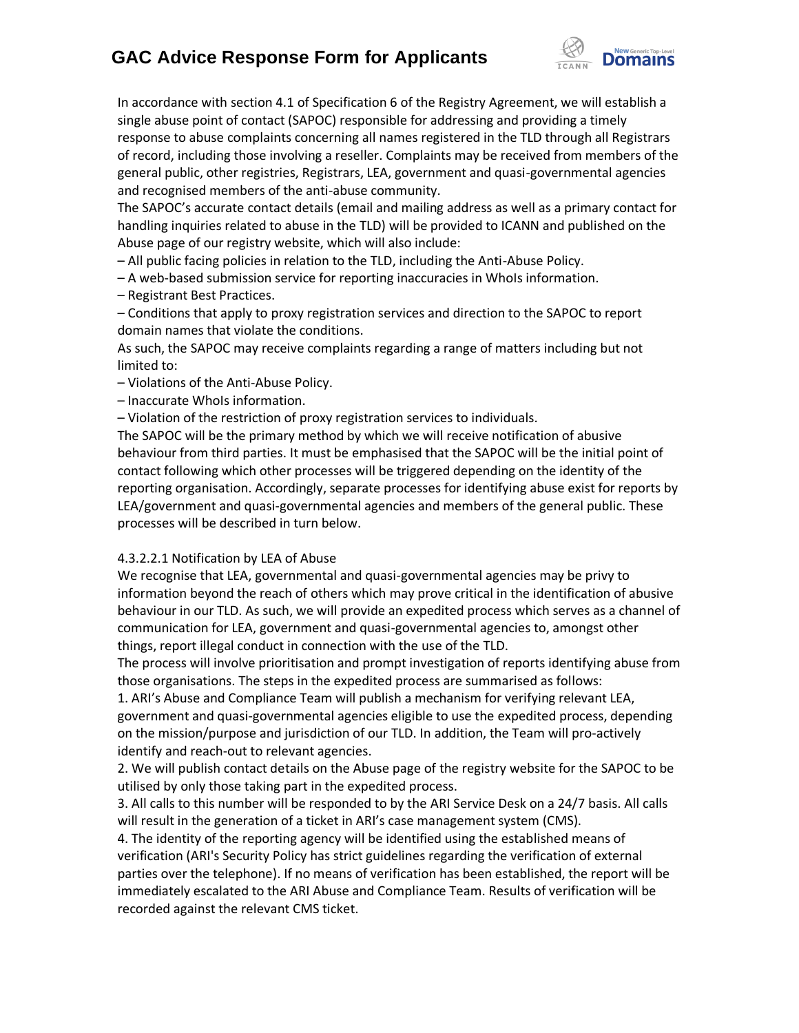In accordance with section 4.1 of Specification 6 of the Registry Agreement, we will establish a single abuse point of contact (SAPOC) responsible for addressing and providing a timely response to abuse complaints concerning all names registered in the TLD through all Registrars of record, including those involving a reseller. Complaints may be received from members of the general public, other registries, Registrars, LEA, government and quasi-governmental agencies and recognised members of the anti-abuse community.

The SAPOC's accurate contact details (email and mailing address as well as a primary contact for handling inquiries related to abuse in the TLD) will be provided to ICANN and published on the Abuse page of our registry website, which will also include:

– All public facing policies in relation to the TLD, including the Anti-Abuse Policy.
– A web-based submission service for reporting inaccuracies in WhoIs information.
– Registrant Best Practices.
– Conditions that apply to proxy registration services and direction to the SAPOC to report domain names that violate the conditions.

As such, the SAPOC may receive complaints regarding a range of matters including but not limited to:

– Violations of the Anti-Abuse Policy.
– Inaccurate WhoIs information.
– Violation of the restriction of proxy registration services to individuals.

The SAPOC will be the primary method by which we will receive notification of abusive behaviour from third parties. It must be emphasised that the SAPOC will be the initial point of contact following which other processes will be triggered depending on the identity of the reporting organisation. Accordingly, separate processes for identifying abuse exist for reports by LEA/government and quasi-governmental agencies and members of the general public. These processes will be described in turn below.

4.3.2.2.1 Notification by LEA of Abuse

We recognise that LEA, governmental and quasi-governmental agencies may be privy to information beyond the reach of others which may prove critical in the identification of abusive behaviour in our TLD. As such, we will provide an expedited process which serves as a channel of communication for LEA, government and quasi-governmental agencies to, amongst other things, report illegal conduct in connection with the use of the TLD.

The process will involve prioritisation and prompt investigation of reports identifying abuse from those organisations. The steps in the expedited process are summarised as follows:

1. ARI's Abuse and Compliance Team will publish a mechanism for verifying relevant LEA, government and quasi-governmental agencies eligible to use the expedited process, depending on the mission/purpose and jurisdiction of our TLD. In addition, the Team will pro-actively identify and reach-out to relevant agencies.
2. We will publish contact details on the Abuse page of the registry website for the SAPOC to be utilised by only those taking part in the expedited process.
3. All calls to this number will be responded to by the ARI Service Desk on a 24/7 basis. All calls will result in the generation of a ticket in ARI's case management system (CMS).
4. The identity of the reporting agency will be identified using the established means of verification (ARI's Security Policy has strict guidelines regarding the verification of external parties over the telephone). If no means of verification has been established, the report will be immediately escalated to the ARI Abuse and Compliance Team. Results of verification will be recorded against the relevant CMS ticket.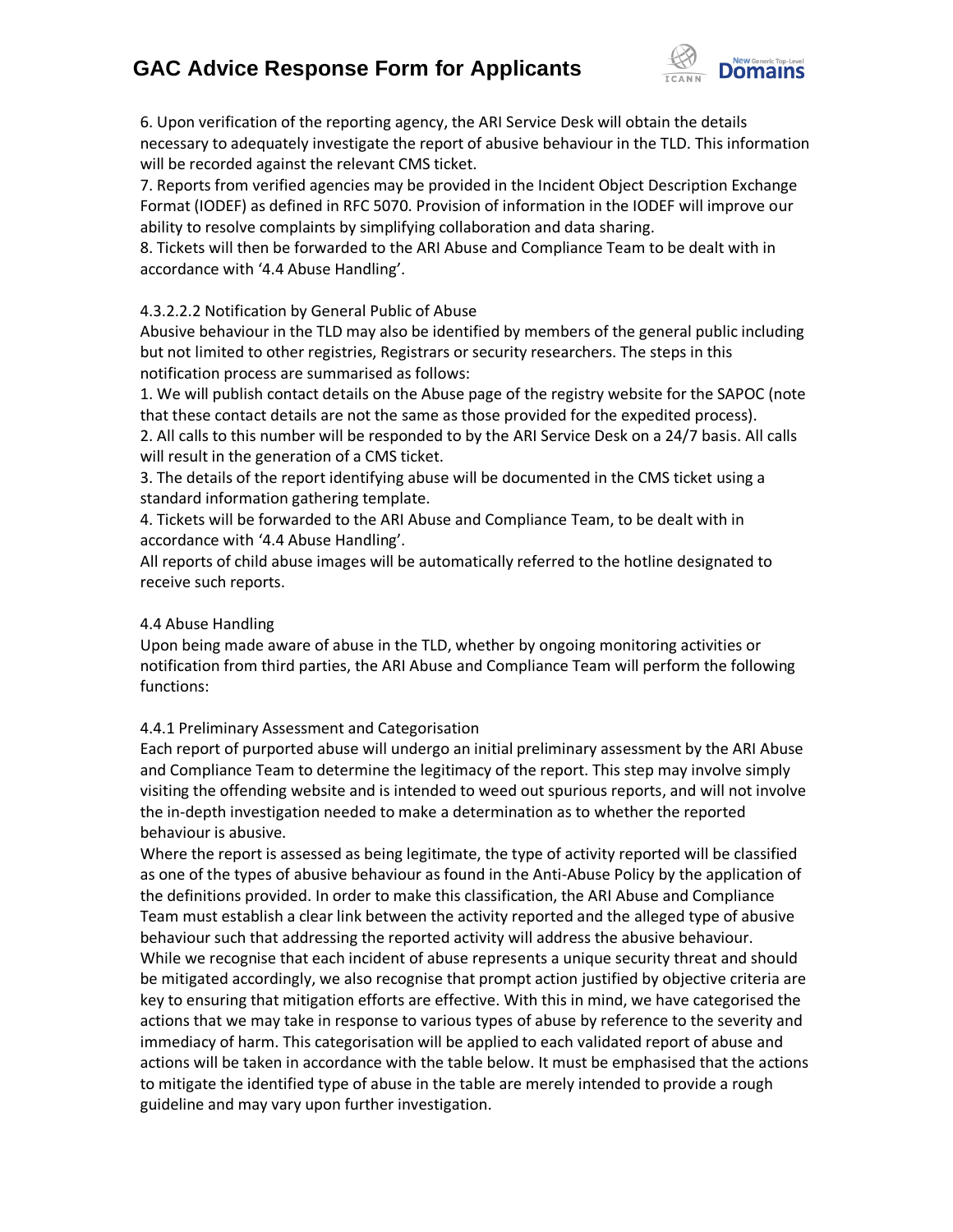6. Upon verification of the reporting agency, the ARI Service Desk will obtain the details necessary to adequately investigate the report of abusive behaviour in the TLD. This information will be recorded against the relevant CMS ticket.
7. Reports from verified agencies may be provided in the Incident Object Description Exchange Format (IODEF) as defined in RFC 5070. Provision of information in the IODEF will improve our ability to resolve complaints by simplifying collaboration and data sharing.
8. Tickets will then be forwarded to the ARI Abuse and Compliance Team to be dealt with in accordance with '4.4 Abuse Handling'.

4.3.2.2.2 Notification by General Public of Abuse
Abusive behaviour in the TLD may also be identified by members of the general public including but not limited to other registries, Registrars or security researchers. The steps in this notification process are summarised as follows:
1. We will publish contact details on the Abuse page of the registry website for the SAPOC (note that these contact details are not the same as those provided for the expedited process).
2. All calls to this number will be responded to by the ARI Service Desk on a 24/7 basis. All calls will result in the generation of a CMS ticket.
3. The details of the report identifying abuse will be documented in the CMS ticket using a standard information gathering template.
4. Tickets will be forwarded to the ARI Abuse and Compliance Team, to be dealt with in accordance with '4.4 Abuse Handling'.
All reports of child abuse images will be automatically referred to the hotline designated to receive such reports.

4.4 Abuse Handling
Upon being made aware of abuse in the TLD, whether by ongoing monitoring activities or notification from third parties, the ARI Abuse and Compliance Team will perform the following functions:

4.4.1 Preliminary Assessment and Categorisation
Each report of purported abuse will undergo an initial preliminary assessment by the ARI Abuse and Compliance Team to determine the legitimacy of the report. This step may involve simply visiting the offending website and is intended to weed out spurious reports, and will not involve the in-depth investigation needed to make a determination as to whether the reported behaviour is abusive.
Where the report is assessed as being legitimate, the type of activity reported will be classified as one of the types of abusive behaviour as found in the Anti-Abuse Policy by the application of the definitions provided. In order to make this classification, the ARI Abuse and Compliance Team must establish a clear link between the activity reported and the alleged type of abusive behaviour such that addressing the reported activity will address the abusive behaviour.
While we recognise that each incident of abuse represents a unique security threat and should be mitigated accordingly, we also recognise that prompt action justified by objective criteria are key to ensuring that mitigation efforts are effective. With this in mind, we have categorised the actions that we may take in response to various types of abuse by reference to the severity and immediacy of harm. This categorisation will be applied to each validated report of abuse and actions will be taken in accordance with the table below. It must be emphasised that the actions to mitigate the identified type of abuse in the table are merely intended to provide a rough guideline and may vary upon further investigation.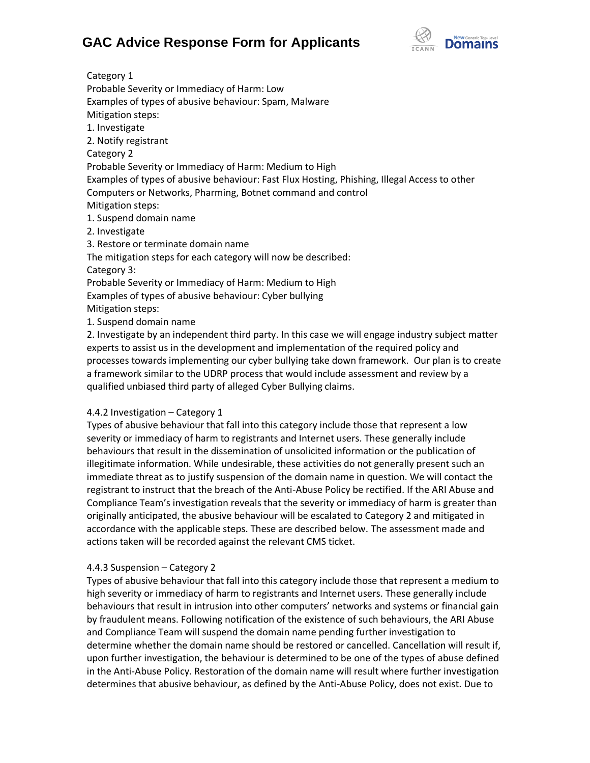Category 1
Probable Severity or Immediacy of Harm: Low
Examples of types of abusive behaviour: Spam, Malware
Mitigation steps:
1. Investigate
2. Notify registrant

Category 2
Probable Severity or Immediacy of Harm: Medium to High
Examples of types of abusive behaviour: Fast Flux Hosting, Phishing, Illegal Access to other Computers or Networks, Pharming, Botnet command and control
Mitigation steps:
1. Suspend domain name
2. Investigate
3. Restore or terminate domain name

The mitigation steps for each category will now be described:

Category 3:
Probable Severity or Immediacy of Harm: Medium to High
Examples of types of abusive behaviour: Cyber bullying
Mitigation steps:
1. Suspend domain name
2. Investigate by an independent third party. In this case we will engage industry subject matter experts to assist us in the development and implementation of the required policy and processes towards implementing our cyber bullying take down framework. Our plan is to create a framework similar to the UDRP process that would include assessment and review by a qualified unbiased third party of alleged Cyber Bullying claims.

4.4.2 Investigation – Category 1
Types of abusive behaviour that fall into this category include those that represent a low severity or immediacy of harm to registrants and Internet users. These generally include behaviours that result in the dissemination of unsolicited information or the publication of illegitimate information. While undesirable, these activities do not generally present such an immediate threat as to justify suspension of the domain name in question. We will contact the registrant to instruct that the breach of the Anti-Abuse Policy be rectified. If the ARI Abuse and Compliance Team's investigation reveals that the severity or immediacy of harm is greater than originally anticipated, the abusive behaviour will be escalated to Category 2 and mitigated in accordance with the applicable steps. These are described below. The assessment made and actions taken will be recorded against the relevant CMS ticket.

4.4.3 Suspension – Category 2
Types of abusive behaviour that fall into this category include those that represent a medium to high severity or immediacy of harm to registrants and Internet users. These generally include behaviours that result in intrusion into other computers' networks and systems or financial gain by fraudulent means. Following notification of the existence of such behaviours, the ARI Abuse and Compliance Team will suspend the domain name pending further investigation to determine whether the domain name should be restored or cancelled. Cancellation will result if, upon further investigation, the behaviour is determined to be one of the types of abuse defined in the Anti-Abuse Policy. Restoration of the domain name will result where further investigation determines that abusive behaviour, as defined by the Anti-Abuse Policy, does not exist. Due to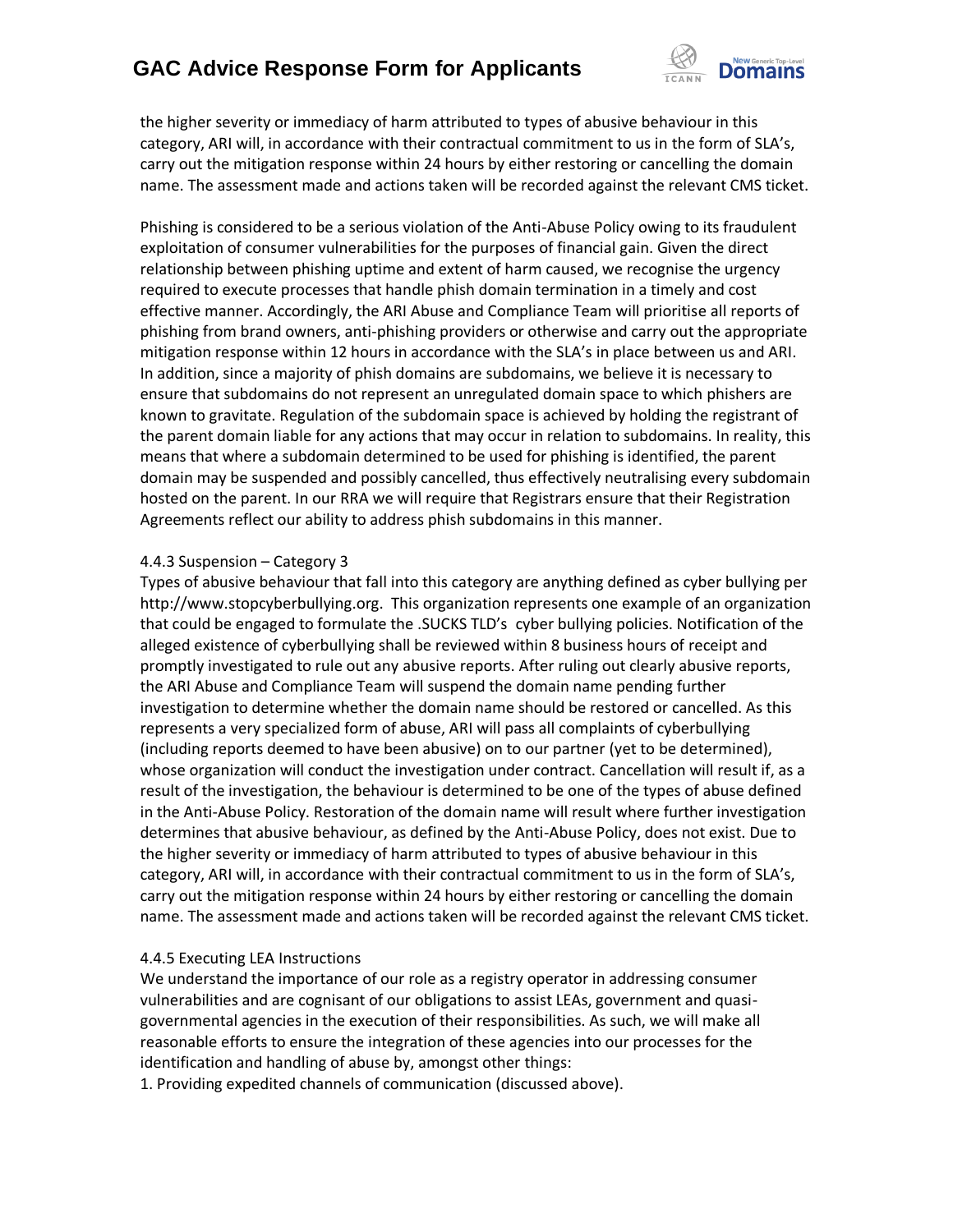the higher severity or immediacy of harm attributed to types of abusive behaviour in this category, ARI will, in accordance with their contractual commitment to us in the form of SLA's, carry out the mitigation response within 24 hours by either restoring or cancelling the domain name. The assessment made and actions taken will be recorded against the relevant CMS ticket.

Phishing is considered to be a serious violation of the Anti-Abuse Policy owing to its fraudulent exploitation of consumer vulnerabilities for the purposes of financial gain. Given the direct relationship between phishing uptime and extent of harm caused, we recognise the urgency required to execute processes that handle phish domain termination in a timely and cost effective manner. Accordingly, the ARI Abuse and Compliance Team will prioritise all reports of phishing from brand owners, anti-phishing providers or otherwise and carry out the appropriate mitigation response within 12 hours in accordance with the SLA's in place between us and ARI. In addition, since a majority of phish domains are subdomains, we believe it is necessary to ensure that subdomains do not represent an unregulated domain space to which phishers are known to gravitate. Regulation of the subdomain space is achieved by holding the registrant of the parent domain liable for any actions that may occur in relation to subdomains. In reality, this means that where a subdomain determined to be used for phishing is identified, the parent domain may be suspended and possibly cancelled, thus effectively neutralising every subdomain hosted on the parent. In our RRA we will require that Registrars ensure that their Registration Agreements reflect our ability to address phish subdomains in this manner.

4.4.3 Suspension – Category 3

Types of abusive behaviour that fall into this category are anything defined as cyber bullying per http://www.stopcyberbullying.org. This organization represents one example of an organization that could be engaged to formulate the .SUCKS TLD's cyber bullying policies. Notification of the alleged existence of cyberbullying shall be reviewed within 8 business hours of receipt and promptly investigated to rule out any abusive reports. After ruling out clearly abusive reports, the ARI Abuse and Compliance Team will suspend the domain name pending further investigation to determine whether the domain name should be restored or cancelled. As this represents a very specialized form of abuse, ARI will pass all complaints of cyberbullying (including reports deemed to have been abusive) on to our partner (yet to be determined), whose organization will conduct the investigation under contract. Cancellation will result if, as a result of the investigation, the behaviour is determined to be one of the types of abuse defined in the Anti-Abuse Policy. Restoration of the domain name will result where further investigation determines that abusive behaviour, as defined by the Anti-Abuse Policy, does not exist. Due to the higher severity or immediacy of harm attributed to types of abusive behaviour in this category, ARI will, in accordance with their contractual commitment to us in the form of SLA's, carry out the mitigation response within 24 hours by either restoring or cancelling the domain name. The assessment made and actions taken will be recorded against the relevant CMS ticket.

4.4.5 Executing LEA Instructions

We understand the importance of our role as a registry operator in addressing consumer vulnerabilities and are cognisant of our obligations to assist LEAs, government and quasi-governmental agencies in the execution of their responsibilities. As such, we will make all reasonable efforts to ensure the integration of these agencies into our processes for the identification and handling of abuse by, amongst other things:

1. Providing expedited channels of communication (discussed above).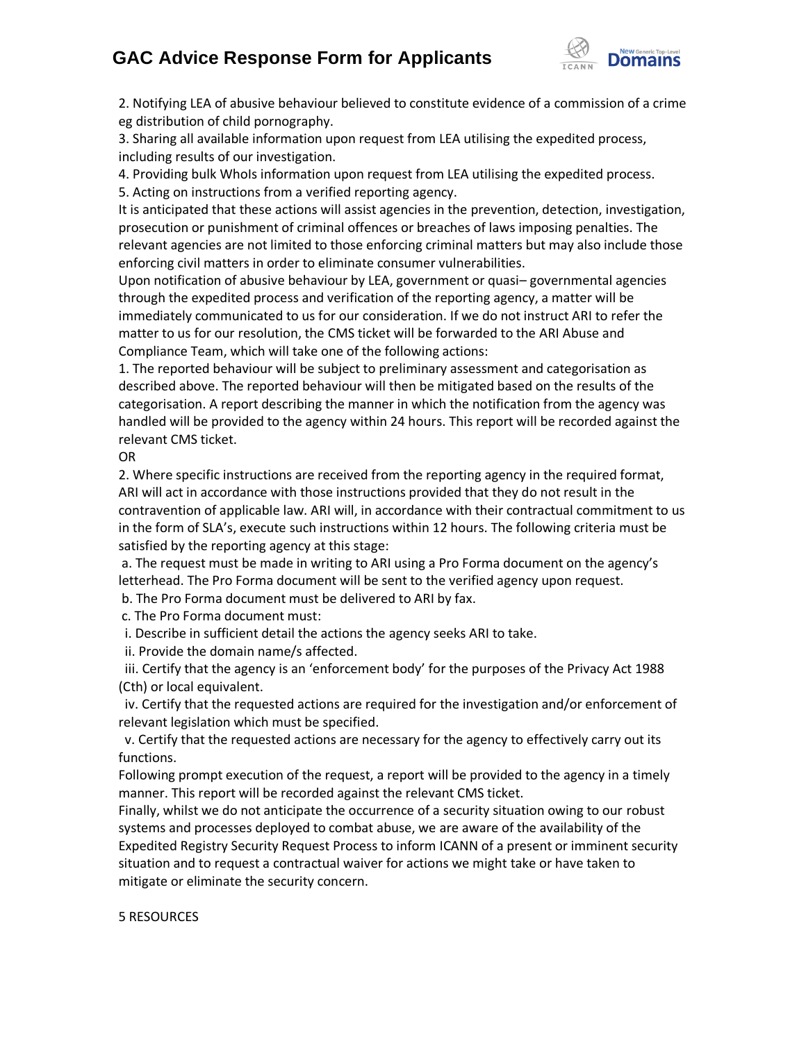2. Notifying LEA of abusive behaviour believed to constitute evidence of a commission of a crime eg distribution of child pornography.

3. Sharing all available information upon request from LEA utilising the expedited process, including results of our investigation.

4. Providing bulk WhoIs information upon request from LEA utilising the expedited process.

5. Acting on instructions from a verified reporting agency.

It is anticipated that these actions will assist agencies in the prevention, detection, investigation, prosecution or punishment of criminal offences or breaches of laws imposing penalties. The relevant agencies are not limited to those enforcing criminal matters but may also include those enforcing civil matters in order to eliminate consumer vulnerabilities.

Upon notification of abusive behaviour by LEA, government or quasi– governmental agencies through the expedited process and verification of the reporting agency, a matter will be immediately communicated to us for our consideration. If we do not instruct ARI to refer the matter to us for our resolution, the CMS ticket will be forwarded to the ARI Abuse and Compliance Team, which will take one of the following actions:

1. The reported behaviour will be subject to preliminary assessment and categorisation as described above. The reported behaviour will then be mitigated based on the results of the categorisation. A report describing the manner in which the notification from the agency was handled will be provided to the agency within 24 hours. This report will be recorded against the relevant CMS ticket.

OR

2. Where specific instructions are received from the reporting agency in the required format, ARI will act in accordance with those instructions provided that they do not result in the contravention of applicable law. ARI will, in accordance with their contractual commitment to us in the form of SLA's, execute such instructions within 12 hours. The following criteria must be satisfied by the reporting agency at this stage:

a. The request must be made in writing to ARI using a Pro Forma document on the agency's letterhead. The Pro Forma document will be sent to the verified agency upon request.

b. The Pro Forma document must be delivered to ARI by fax.

c. The Pro Forma document must:

i. Describe in sufficient detail the actions the agency seeks ARI to take.

ii. Provide the domain name/s affected.

iii. Certify that the agency is an 'enforcement body' for the purposes of the Privacy Act 1988 (Cth) or local equivalent.

iv. Certify that the requested actions are required for the investigation and/or enforcement of relevant legislation which must be specified.

v. Certify that the requested actions are necessary for the agency to effectively carry out its functions.

Following prompt execution of the request, a report will be provided to the agency in a timely manner. This report will be recorded against the relevant CMS ticket.

Finally, whilst we do not anticipate the occurrence of a security situation owing to our robust systems and processes deployed to combat abuse, we are aware of the availability of the Expedited Registry Security Request Process to inform ICANN of a present or imminent security situation and to request a contractual waiver for actions we might take or have taken to mitigate or eliminate the security concern.

5 RESOURCES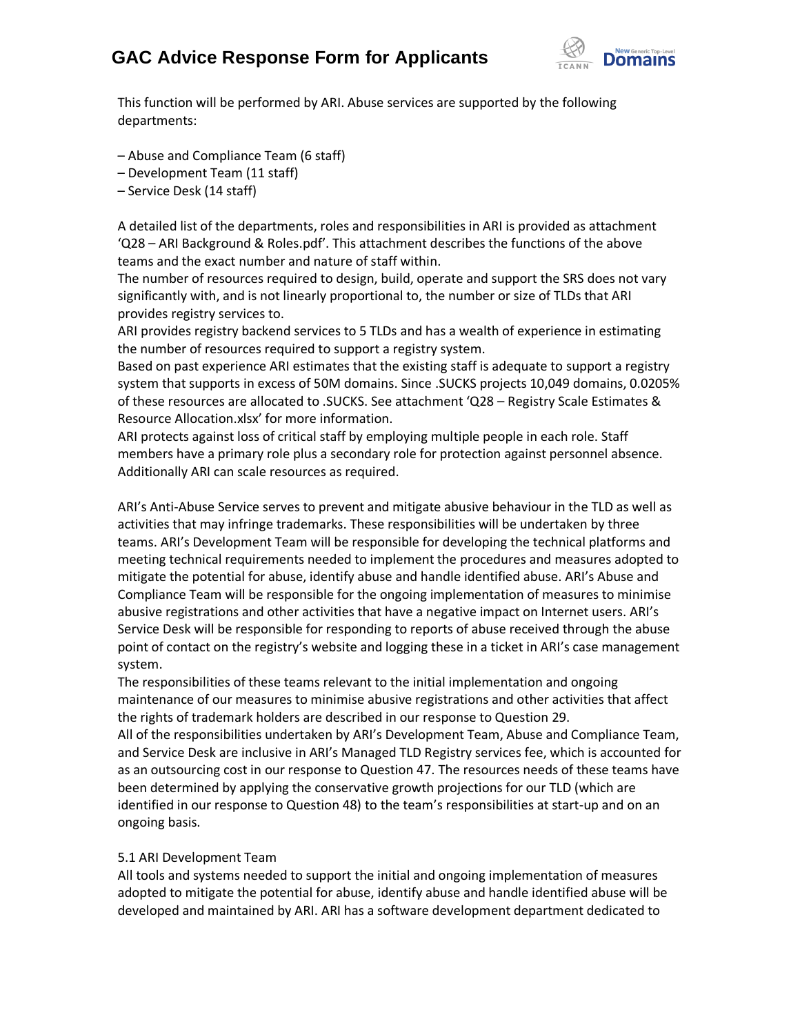This function will be performed by ARI. Abuse services are supported by the following departments:

– Abuse and Compliance Team (6 staff)
– Development Team (11 staff)
– Service Desk (14 staff)

A detailed list of the departments, roles and responsibilities in ARI is provided as attachment 'Q28 – ARI Background & Roles.pdf'. This attachment describes the functions of the above teams and the exact number and nature of staff within.
The number of resources required to design, build, operate and support the SRS does not vary significantly with, and is not linearly proportional to, the number or size of TLDs that ARI provides registry services to.
ARI provides registry backend services to 5 TLDs and has a wealth of experience in estimating the number of resources required to support a registry system.
Based on past experience ARI estimates that the existing staff is adequate to support a registry system that supports in excess of 50M domains. Since .SUCKS projects 10,049 domains, 0.0205% of these resources are allocated to .SUCKS. See attachment 'Q28 – Registry Scale Estimates & Resource Allocation.xlsx' for more information.
ARI protects against loss of critical staff by employing multiple people in each role. Staff members have a primary role plus a secondary role for protection against personnel absence. Additionally ARI can scale resources as required.

ARI's Anti-Abuse Service serves to prevent and mitigate abusive behaviour in the TLD as well as activities that may infringe trademarks. These responsibilities will be undertaken by three teams. ARI's Development Team will be responsible for developing the technical platforms and meeting technical requirements needed to implement the procedures and measures adopted to mitigate the potential for abuse, identify abuse and handle identified abuse. ARI's Abuse and Compliance Team will be responsible for the ongoing implementation of measures to minimise abusive registrations and other activities that have a negative impact on Internet users. ARI's Service Desk will be responsible for responding to reports of abuse received through the abuse point of contact on the registry's website and logging these in a ticket in ARI's case management system.
The responsibilities of these teams relevant to the initial implementation and ongoing maintenance of our measures to minimise abusive registrations and other activities that affect the rights of trademark holders are described in our response to Question 29.
All of the responsibilities undertaken by ARI's Development Team, Abuse and Compliance Team, and Service Desk are inclusive in ARI's Managed TLD Registry services fee, which is accounted for as an outsourcing cost in our response to Question 47. The resources needs of these teams have been determined by applying the conservative growth projections for our TLD (which are identified in our response to Question 48) to the team's responsibilities at start-up and on an ongoing basis.

5.1 ARI Development Team
All tools and systems needed to support the initial and ongoing implementation of measures adopted to mitigate the potential for abuse, identify abuse and handle identified abuse will be developed and maintained by ARI. ARI has a software development department dedicated to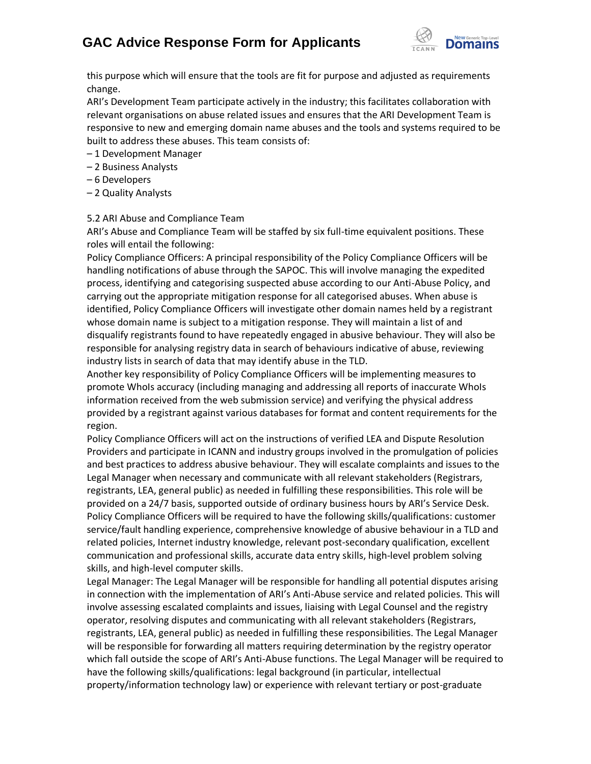this purpose which will ensure that the tools are fit for purpose and adjusted as requirements change.

ARI's Development Team participate actively in the industry; this facilitates collaboration with relevant organisations on abuse related issues and ensures that the ARI Development Team is responsive to new and emerging domain name abuses and the tools and systems required to be built to address these abuses. This team consists of:

– 1 Development Manager
– 2 Business Analysts
– 6 Developers
– 2 Quality Analysts

5.2 ARI Abuse and Compliance Team

ARI's Abuse and Compliance Team will be staffed by six full-time equivalent positions. These roles will entail the following:

Policy Compliance Officers: A principal responsibility of the Policy Compliance Officers will be handling notifications of abuse through the SAPOC. This will involve managing the expedited process, identifying and categorising suspected abuse according to our Anti-Abuse Policy, and carrying out the appropriate mitigation response for all categorised abuses. When abuse is identified, Policy Compliance Officers will investigate other domain names held by a registrant whose domain name is subject to a mitigation response. They will maintain a list of and disqualify registrants found to have repeatedly engaged in abusive behaviour. They will also be responsible for analysing registry data in search of behaviours indicative of abuse, reviewing industry lists in search of data that may identify abuse in the TLD.

Another key responsibility of Policy Compliance Officers will be implementing measures to promote WhoIs accuracy (including managing and addressing all reports of inaccurate WhoIs information received from the web submission service) and verifying the physical address provided by a registrant against various databases for format and content requirements for the region.

Policy Compliance Officers will act on the instructions of verified LEA and Dispute Resolution Providers and participate in ICANN and industry groups involved in the promulgation of policies and best practices to address abusive behaviour. They will escalate complaints and issues to the Legal Manager when necessary and communicate with all relevant stakeholders (Registrars, registrants, LEA, general public) as needed in fulfilling these responsibilities. This role will be provided on a 24/7 basis, supported outside of ordinary business hours by ARI's Service Desk.

Policy Compliance Officers will be required to have the following skills/qualifications: customer service/fault handling experience, comprehensive knowledge of abusive behaviour in a TLD and related policies, Internet industry knowledge, relevant post-secondary qualification, excellent communication and professional skills, accurate data entry skills, high-level problem solving skills, and high-level computer skills.

Legal Manager: The Legal Manager will be responsible for handling all potential disputes arising in connection with the implementation of ARI's Anti-Abuse service and related policies. This will involve assessing escalated complaints and issues, liaising with Legal Counsel and the registry operator, resolving disputes and communicating with all relevant stakeholders (Registrars, registrants, LEA, general public) as needed in fulfilling these responsibilities. The Legal Manager will be responsible for forwarding all matters requiring determination by the registry operator which fall outside the scope of ARI's Anti-Abuse functions. The Legal Manager will be required to have the following skills/qualifications: legal background (in particular, intellectual property/information technology law) or experience with relevant tertiary or post-graduate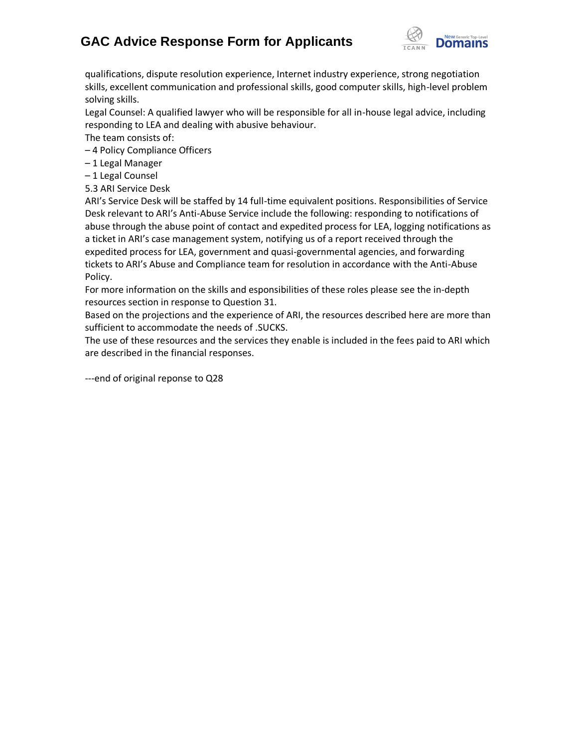qualifications, dispute resolution experience, Internet industry experience, strong negotiation skills, excellent communication and professional skills, good computer skills, high-level problem solving skills.

Legal Counsel: A qualified lawyer who will be responsible for all in-house legal advice, including responding to LEA and dealing with abusive behaviour.

The team consists of:

– 4 Policy Compliance Officers

– 1 Legal Manager

– 1 Legal Counsel

5.3 ARI Service Desk

ARI's Service Desk will be staffed by 14 full-time equivalent positions. Responsibilities of Service Desk relevant to ARI's Anti-Abuse Service include the following: responding to notifications of abuse through the abuse point of contact and expedited process for LEA, logging notifications as a ticket in ARI's case management system, notifying us of a report received through the expedited process for LEA, government and quasi-governmental agencies, and forwarding tickets to ARI's Abuse and Compliance team for resolution in accordance with the Anti-Abuse Policy.

For more information on the skills and esponsibilities of these roles please see the in-depth resources section in response to Question 31.

Based on the projections and the experience of ARI, the resources described here are more than sufficient to accommodate the needs of .SUCKS.

The use of these resources and the services they enable is included in the fees paid to ARI which are described in the financial responses.

---end of original reponse to Q28